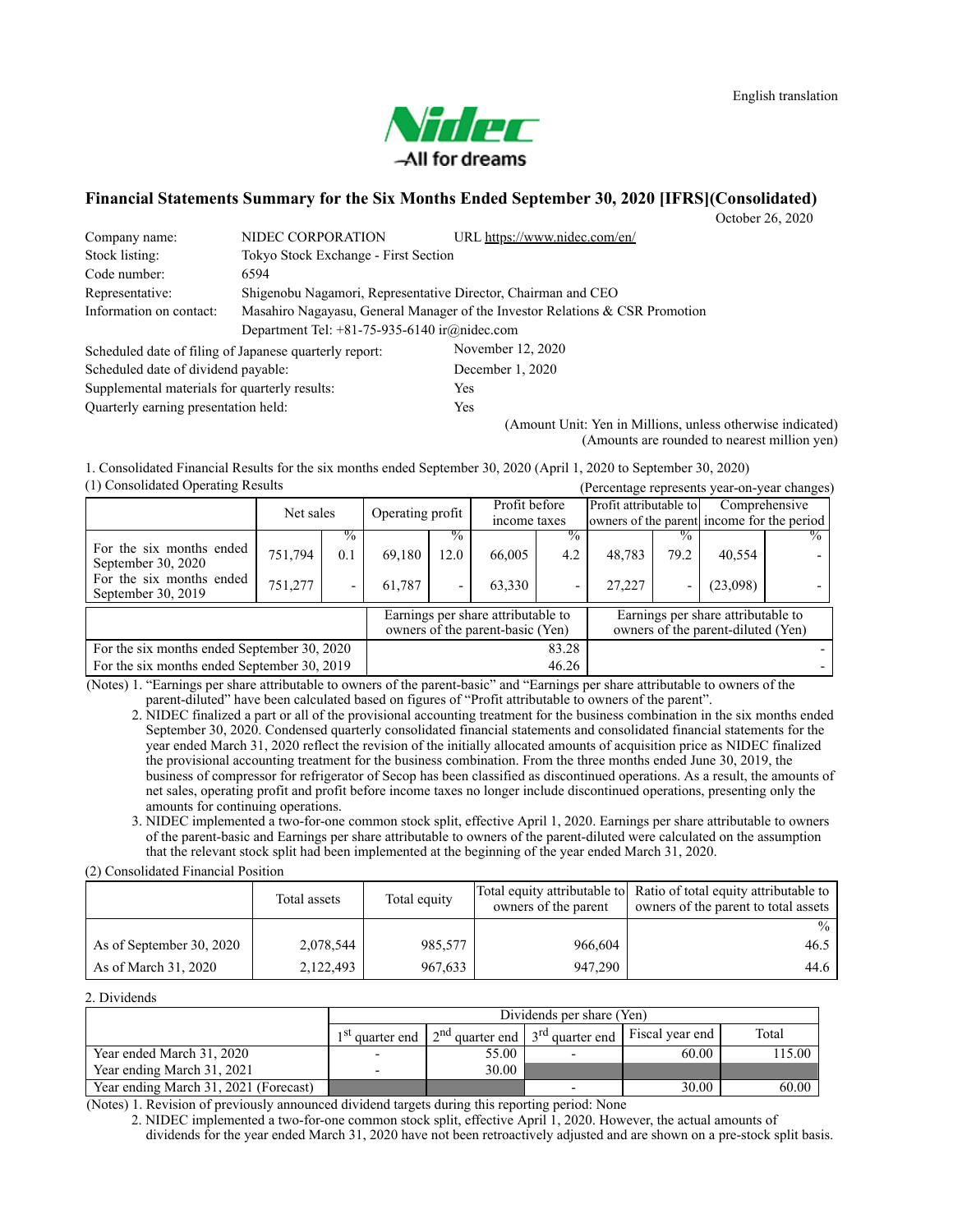English translation

Nidec
All for dreams

# Financial Statements Summary for the Six Months Ended September 30, 2020 [IFRS](Consolidated)

October 26, 2020

| | | |
|---|---|---|
| Company name: | NIDEC CORPORATION | URL https://www.nidec.com/en/ |
| Stock listing: | Tokyo Stock Exchange - First Section | |
| Code number: | 6594 | |
| Representative: | Shigenobu Nagamori, Representative Director, Chairman and CEO | |
| Information on contact: | Masahiro Nagayasu, General Manager of the Investor Relations & CSR Promotion Department Tel: +81-75-935-6140 ir@nidec.com | |

| | |
|---|---|
| Scheduled date of filing of Japanese quarterly report: | November 12, 2020 |
| Scheduled date of dividend payable: | December 1, 2020 |
| Supplemental materials for quarterly results: | Yes |
| Quarterly earning presentation held: | Yes |

(Amount Unit: Yen in Millions, unless otherwise indicated)
(Amounts are rounded to nearest million yen)

1. Consolidated Financial Results for the six months ended September 30, 2020 (April 1, 2020 to September 30, 2020)

(1) Consolidated Operating Results

(Percentage represents year-on-year changes)

| | Net sales | % | Operating profit | % | Profit before income taxes | % | Profit attributable to owners of the parent | % | Comprehensive income for the period | % |
|---|---|---|---|---|---|---|---|---|---|---|
| For the six months ended September 30, 2020 | 751,794 | 0.1 | 69,180 | 12.0 | 66,005 | 4.2 | 48,783 | 79.2 | 40,554 | - |
| For the six months ended September 30, 2019 | 751,277 | - | 61,787 | - | 63,330 | - | 27,227 | - | (23,098) | - |

| | Earnings per share attributable to owners of the parent-basic (Yen) | Earnings per share attributable to owners of the parent-diluted (Yen) |
|---|---|---|
| For the six months ended September 30, 2020 | 83.28 | - |
| For the six months ended September 30, 2019 | 46.26 | - |

(Notes) 1. "Earnings per share attributable to owners of the parent-basic" and "Earnings per share attributable to owners of the parent-diluted" have been calculated based on figures of "Profit attributable to owners of the parent".

2. NIDEC finalized a part or all of the provisional accounting treatment for the business combination in the six months ended September 30, 2020. Condensed quarterly consolidated financial statements and consolidated financial statements for the year ended March 31, 2020 reflect the revision of the initially allocated amounts of acquisition price as NIDEC finalized the provisional accounting treatment for the business combination. From the three months ended June 30, 2019, the business of compressor for refrigerator of Secop has been classified as discontinued operations. As a result, the amounts of net sales, operating profit and profit before income taxes no longer include discontinued operations, presenting only the amounts for continuing operations.

3. NIDEC implemented a two-for-one common stock split, effective April 1, 2020. Earnings per share attributable to owners of the parent-basic and Earnings per share attributable to owners of the parent-diluted were calculated on the assumption that the relevant stock split had been implemented at the beginning of the year ended March 31, 2020.

(2) Consolidated Financial Position

| | Total assets | Total equity | Total equity attributable to owners of the parent | Ratio of total equity attributable to owners of the parent to total assets (%) |
|---|---|---|---|---|
| As of September 30, 2020 | 2,078,544 | 985,577 | 966,604 | 46.5 |
| As of March 31, 2020 | 2,122,493 | 967,633 | 947,290 | 44.6 |

2. Dividends

| | Dividends per share (Yen) | | | | |
|---|---|---|---|---|---|
| | 1st quarter end | 2nd quarter end | 3rd quarter end | Fiscal year end | Total |
| Year ended March 31, 2020 | - | 55.00 | - | 60.00 | 115.00 |
| Year ending March 31, 2021 | - | 30.00 | | | |
| Year ending March 31, 2021 (Forecast) | | | - | 30.00 | 60.00 |

(Notes) 1. Revision of previously announced dividend targets during this reporting period: None

2. NIDEC implemented a two-for-one common stock split, effective April 1, 2020. However, the actual amounts of dividends for the year ended March 31, 2020 have not been retroactively adjusted and are shown on a pre-stock split basis.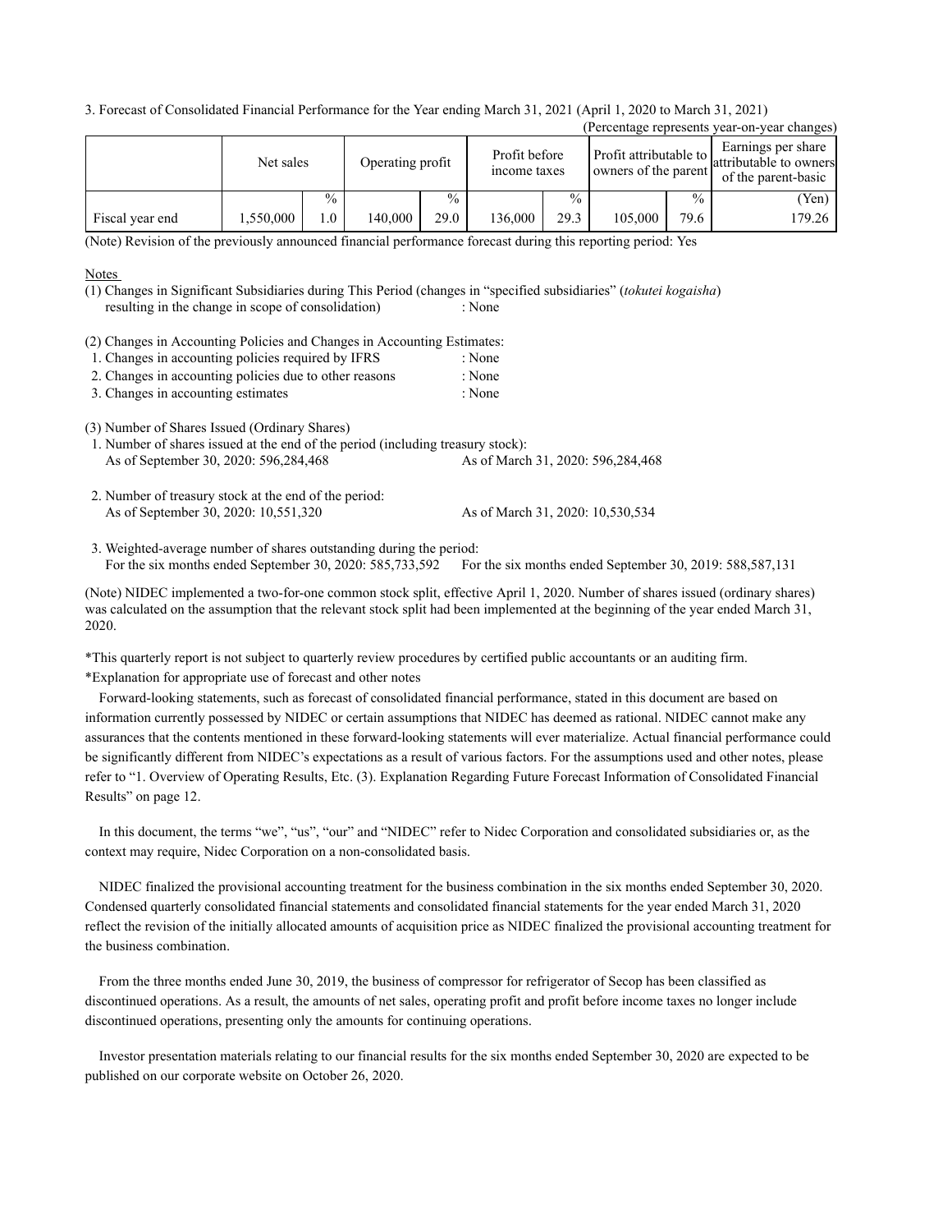3. Forecast of Consolidated Financial Performance for the Year ending March 31, 2021 (April 1, 2020 to March 31, 2021)

(Percentage represents year-on-year changes)

| | Net sales | | Operating profit | | Profit before income taxes | | Profit attributable to owners of the parent | | Earnings per share attributable to owners of the parent-basic |
|---|---|---|---|---|---|---|---|---|---|
| | | % | | % | | % | | % | (Yen) |
| Fiscal year end | 1,550,000 | 1.0 | 140,000 | 29.0 | 136,000 | 29.3 | 105,000 | 79.6 | 179.26 |

(Note) Revision of the previously announced financial performance forecast during this reporting period: Yes

Notes

(1) Changes in Significant Subsidiaries during This Period (changes in "specified subsidiaries" (*tokutei kogaisha*) resulting in the change in scope of consolidation) : None

(2) Changes in Accounting Policies and Changes in Accounting Estimates:
1. Changes in accounting policies required by IFRS : None
2. Changes in accounting policies due to other reasons : None
3. Changes in accounting estimates : None

(3) Number of Shares Issued (Ordinary Shares)
1. Number of shares issued at the end of the period (including treasury stock):
As of September 30, 2020: 596,284,468 As of March 31, 2020: 596,284,468

2. Number of treasury stock at the end of the period:
As of September 30, 2020: 10,551,320 As of March 31, 2020: 10,530,534

3. Weighted-average number of shares outstanding during the period:
For the six months ended September 30, 2020: 585,733,592 For the six months ended September 30, 2019: 588,587,131

(Note) NIDEC implemented a two-for-one common stock split, effective April 1, 2020. Number of shares issued (ordinary shares) was calculated on the assumption that the relevant stock split had been implemented at the beginning of the year ended March 31, 2020.

*This quarterly report is not subject to quarterly review procedures by certified public accountants or an auditing firm.

*Explanation for appropriate use of forecast and other notes

Forward-looking statements, such as forecast of consolidated financial performance, stated in this document are based on information currently possessed by NIDEC or certain assumptions that NIDEC has deemed as rational. NIDEC cannot make any assurances that the contents mentioned in these forward-looking statements will ever materialize. Actual financial performance could be significantly different from NIDEC's expectations as a result of various factors. For the assumptions used and other notes, please refer to "1. Overview of Operating Results, Etc. (3). Explanation Regarding Future Forecast Information of Consolidated Financial Results" on page 12.

In this document, the terms "we", "us", "our" and "NIDEC" refer to Nidec Corporation and consolidated subsidiaries or, as the context may require, Nidec Corporation on a non-consolidated basis.

NIDEC finalized the provisional accounting treatment for the business combination in the six months ended September 30, 2020. Condensed quarterly consolidated financial statements and consolidated financial statements for the year ended March 31, 2020 reflect the revision of the initially allocated amounts of acquisition price as NIDEC finalized the provisional accounting treatment for the business combination.

From the three months ended June 30, 2019, the business of compressor for refrigerator of Secop has been classified as discontinued operations. As a result, the amounts of net sales, operating profit and profit before income taxes no longer include discontinued operations, presenting only the amounts for continuing operations.

Investor presentation materials relating to our financial results for the six months ended September 30, 2020 are expected to be published on our corporate website on October 26, 2020.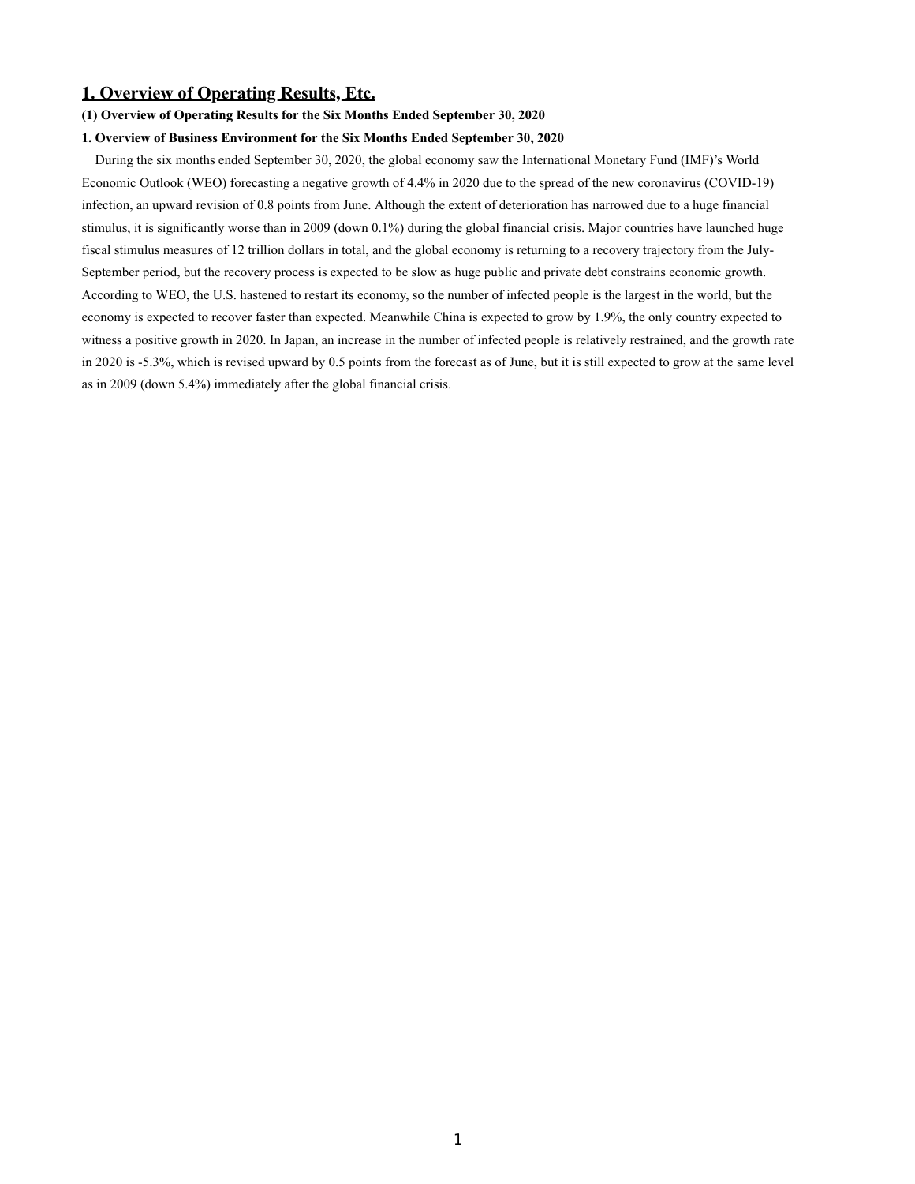# 1. Overview of Operating Results, Etc.

### (1) Overview of Operating Results for the Six Months Ended September 30, 2020

#### 1. Overview of Business Environment for the Six Months Ended September 30, 2020

During the six months ended September 30, 2020, the global economy saw the International Monetary Fund (IMF)'s World Economic Outlook (WEO) forecasting a negative growth of 4.4% in 2020 due to the spread of the new coronavirus (COVID-19) infection, an upward revision of 0.8 points from June. Although the extent of deterioration has narrowed due to a huge financial stimulus, it is significantly worse than in 2009 (down 0.1%) during the global financial crisis. Major countries have launched huge fiscal stimulus measures of 12 trillion dollars in total, and the global economy is returning to a recovery trajectory from the July-September period, but the recovery process is expected to be slow as huge public and private debt constrains economic growth. According to WEO, the U.S. hastened to restart its economy, so the number of infected people is the largest in the world, but the economy is expected to recover faster than expected. Meanwhile China is expected to grow by 1.9%, the only country expected to witness a positive growth in 2020. In Japan, an increase in the number of infected people is relatively restrained, and the growth rate in 2020 is -5.3%, which is revised upward by 0.5 points from the forecast as of June, but it is still expected to grow at the same level as in 2009 (down 5.4%) immediately after the global financial crisis.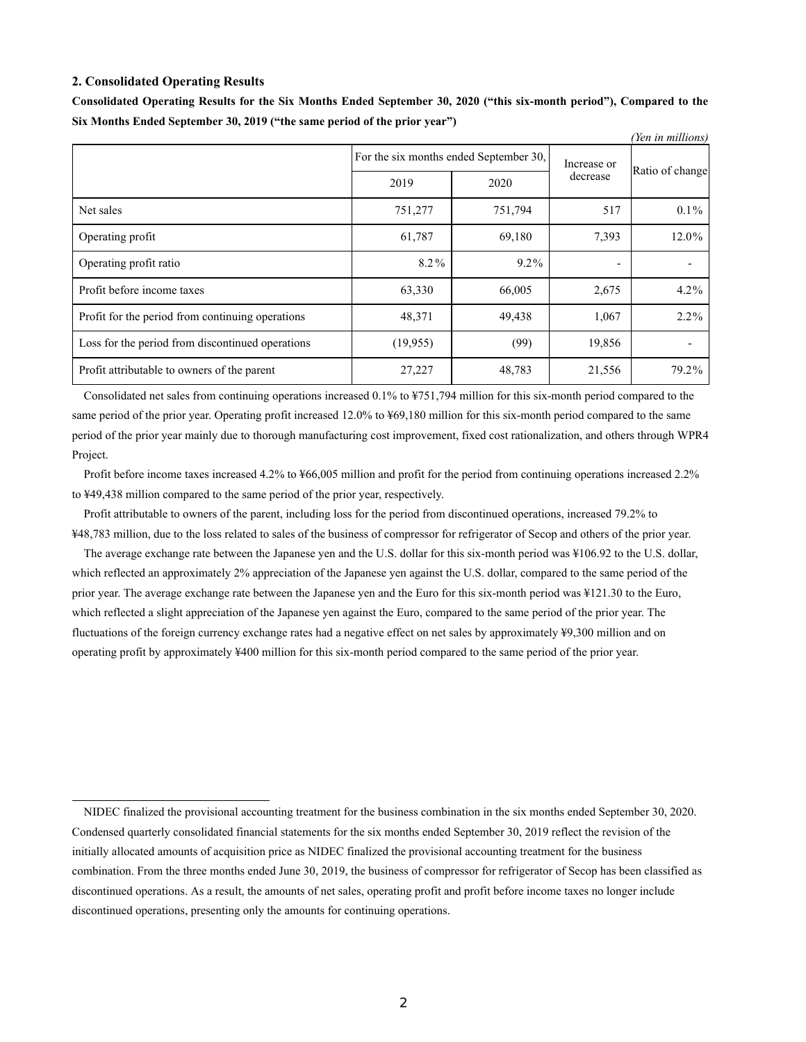## 2. Consolidated Operating Results

**Consolidated Operating Results for the Six Months Ended September 30, 2020 ("this six-month period"), Compared to the Six Months Ended September 30, 2019 ("the same period of the prior year")**

*(Yen in millions)*

| | For the six months ended September 30, | | Increase or decrease | Ratio of change |
|---|---|---|---|---|
| | 2019 | 2020 | | |
| Net sales | 751,277 | 751,794 | 517 | 0.1% |
| Operating profit | 61,787 | 69,180 | 7,393 | 12.0% |
| Operating profit ratio | 8.2% | 9.2% | - | - |
| Profit before income taxes | 63,330 | 66,005 | 2,675 | 4.2% |
| Profit for the period from continuing operations | 48,371 | 49,438 | 1,067 | 2.2% |
| Loss for the period from discontinued operations | (19,955) | (99) | 19,856 | - |
| Profit attributable to owners of the parent | 27,227 | 48,783 | 21,556 | 79.2% |

Consolidated net sales from continuing operations increased 0.1% to ¥751,794 million for this six-month period compared to the same period of the prior year. Operating profit increased 12.0% to ¥69,180 million for this six-month period compared to the same period of the prior year mainly due to thorough manufacturing cost improvement, fixed cost rationalization, and others through WPR4 Project.

Profit before income taxes increased 4.2% to ¥66,005 million and profit for the period from continuing operations increased 2.2% to ¥49,438 million compared to the same period of the prior year, respectively.

Profit attributable to owners of the parent, including loss for the period from discontinued operations, increased 79.2% to ¥48,783 million, due to the loss related to sales of the business of compressor for refrigerator of Secop and others of the prior year.

The average exchange rate between the Japanese yen and the U.S. dollar for this six-month period was ¥106.92 to the U.S. dollar, which reflected an approximately 2% appreciation of the Japanese yen against the U.S. dollar, compared to the same period of the prior year. The average exchange rate between the Japanese yen and the Euro for this six-month period was ¥121.30 to the Euro, which reflected a slight appreciation of the Japanese yen against the Euro, compared to the same period of the prior year. The fluctuations of the foreign currency exchange rates had a negative effect on net sales by approximately ¥9,300 million and on operating profit by approximately ¥400 million for this six-month period compared to the same period of the prior year.

---

NIDEC finalized the provisional accounting treatment for the business combination in the six months ended September 30, 2020. Condensed quarterly consolidated financial statements for the six months ended September 30, 2019 reflect the revision of the initially allocated amounts of acquisition price as NIDEC finalized the provisional accounting treatment for the business combination. From the three months ended June 30, 2019, the business of compressor for refrigerator of Secop has been classified as discontinued operations. As a result, the amounts of net sales, operating profit and profit before income taxes no longer include discontinued operations, presenting only the amounts for continuing operations.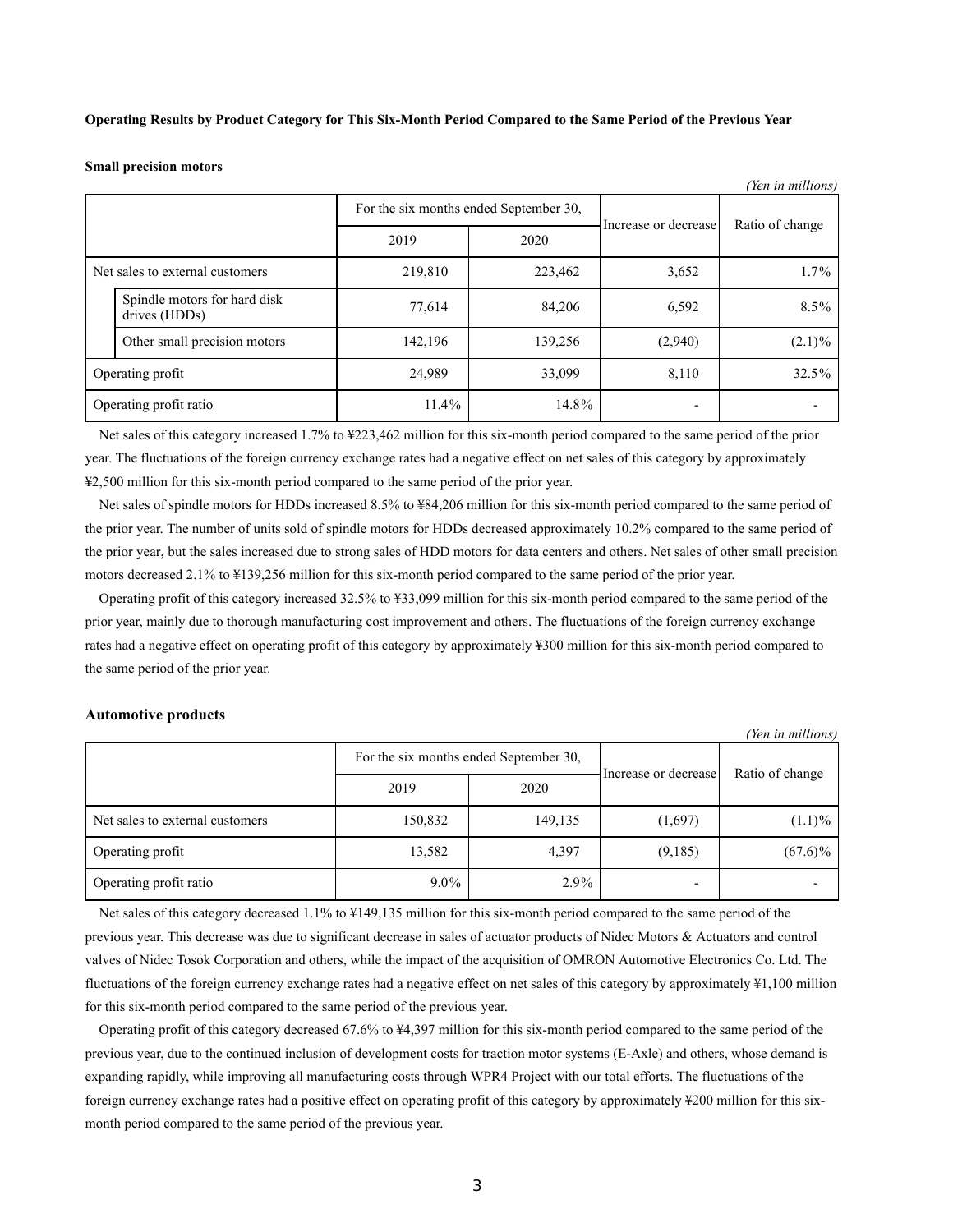**Operating Results by Product Category for This Six-Month Period Compared to the Same Period of the Previous Year**

**Small precision motors**

*(Yen in millions)*

| | For the six months ended September 30, | | Increase or decrease | Ratio of change |
|---|---|---|---|---|
| | 2019 | 2020 | | |
| Net sales to external customers | 219,810 | 223,462 | 3,652 | 1.7% |
| Spindle motors for hard disk drives (HDDs) | 77,614 | 84,206 | 6,592 | 8.5% |
| Other small precision motors | 142,196 | 139,256 | (2,940) | (2.1)% |
| Operating profit | 24,989 | 33,099 | 8,110 | 32.5% |
| Operating profit ratio | 11.4% | 14.8% | - | - |

Net sales of this category increased 1.7% to ¥223,462 million for this six-month period compared to the same period of the prior year. The fluctuations of the foreign currency exchange rates had a negative effect on net sales of this category by approximately ¥2,500 million for this six-month period compared to the same period of the prior year.

Net sales of spindle motors for HDDs increased 8.5% to ¥84,206 million for this six-month period compared to the same period of the prior year. The number of units sold of spindle motors for HDDs decreased approximately 10.2% compared to the same period of the prior year, but the sales increased due to strong sales of HDD motors for data centers and others. Net sales of other small precision motors decreased 2.1% to ¥139,256 million for this six-month period compared to the same period of the prior year.

Operating profit of this category increased 32.5% to ¥33,099 million for this six-month period compared to the same period of the prior year, mainly due to thorough manufacturing cost improvement and others. The fluctuations of the foreign currency exchange rates had a negative effect on operating profit of this category by approximately ¥300 million for this six-month period compared to the same period of the prior year.

**Automotive products**

*(Yen in millions)*

| | For the six months ended September 30, | | Increase or decrease | Ratio of change |
|---|---|---|---|---|
| | 2019 | 2020 | | |
| Net sales to external customers | 150,832 | 149,135 | (1,697) | (1.1)% |
| Operating profit | 13,582 | 4,397 | (9,185) | (67.6)% |
| Operating profit ratio | 9.0% | 2.9% | - | - |

Net sales of this category decreased 1.1% to ¥149,135 million for this six-month period compared to the same period of the previous year. This decrease was due to significant decrease in sales of actuator products of Nidec Motors & Actuators and control valves of Nidec Tosok Corporation and others, while the impact of the acquisition of OMRON Automotive Electronics Co. Ltd. The fluctuations of the foreign currency exchange rates had a negative effect on net sales of this category by approximately ¥1,100 million for this six-month period compared to the same period of the previous year.

Operating profit of this category decreased 67.6% to ¥4,397 million for this six-month period compared to the same period of the previous year, due to the continued inclusion of development costs for traction motor systems (E-Axle) and others, whose demand is expanding rapidly, while improving all manufacturing costs through WPR4 Project with our total efforts. The fluctuations of the foreign currency exchange rates had a positive effect on operating profit of this category by approximately ¥200 million for this six-month period compared to the same period of the previous year.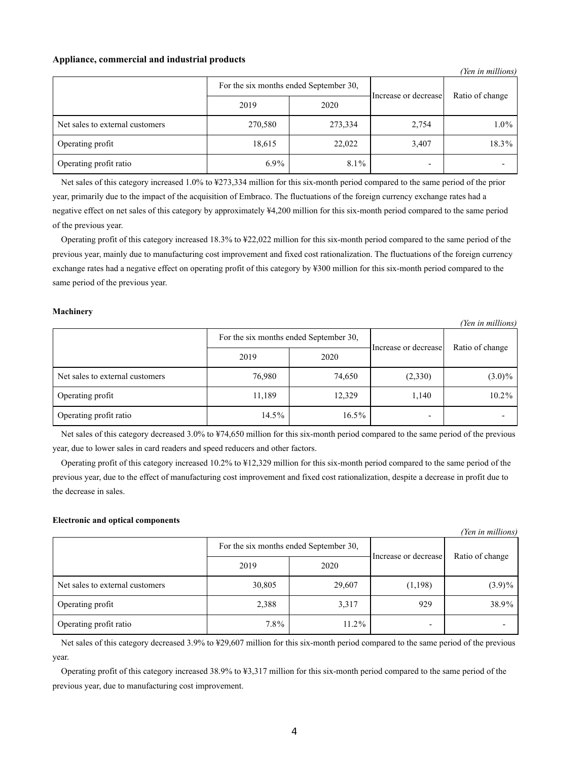**Appliance, commercial and industrial products**

*(Yen in millions)*

| | For the six months ended September 30, | | Increase or decrease | Ratio of change |
|---|---|---|---|---|
| | 2019 | 2020 | | |
| Net sales to external customers | 270,580 | 273,334 | 2,754 | 1.0% |
| Operating profit | 18,615 | 22,022 | 3,407 | 18.3% |
| Operating profit ratio | 6.9% | 8.1% | - | - |

Net sales of this category increased 1.0% to ¥273,334 million for this six-month period compared to the same period of the prior year, primarily due to the impact of the acquisition of Embraco. The fluctuations of the foreign currency exchange rates had a negative effect on net sales of this category by approximately ¥4,200 million for this six-month period compared to the same period of the previous year.

Operating profit of this category increased 18.3% to ¥22,022 million for this six-month period compared to the same period of the previous year, mainly due to manufacturing cost improvement and fixed cost rationalization. The fluctuations of the foreign currency exchange rates had a negative effect on operating profit of this category by ¥300 million for this six-month period compared to the same period of the previous year.

**Machinery**

*(Yen in millions)*

| | For the six months ended September 30, | | Increase or decrease | Ratio of change |
|---|---|---|---|---|
| | 2019 | 2020 | | |
| Net sales to external customers | 76,980 | 74,650 | (2,330) | (3.0)% |
| Operating profit | 11,189 | 12,329 | 1,140 | 10.2% |
| Operating profit ratio | 14.5% | 16.5% | - | - |

Net sales of this category decreased 3.0% to ¥74,650 million for this six-month period compared to the same period of the previous year, due to lower sales in card readers and speed reducers and other factors.

Operating profit of this category increased 10.2% to ¥12,329 million for this six-month period compared to the same period of the previous year, due to the effect of manufacturing cost improvement and fixed cost rationalization, despite a decrease in profit due to the decrease in sales.

**Electronic and optical components**

*(Yen in millions)*

| | For the six months ended September 30, | | Increase or decrease | Ratio of change |
|---|---|---|---|---|
| | 2019 | 2020 | | |
| Net sales to external customers | 30,805 | 29,607 | (1,198) | (3.9)% |
| Operating profit | 2,388 | 3,317 | 929 | 38.9% |
| Operating profit ratio | 7.8% | 11.2% | - | - |

Net sales of this category decreased 3.9% to ¥29,607 million for this six-month period compared to the same period of the previous year.

Operating profit of this category increased 38.9% to ¥3,317 million for this six-month period compared to the same period of the previous year, due to manufacturing cost improvement.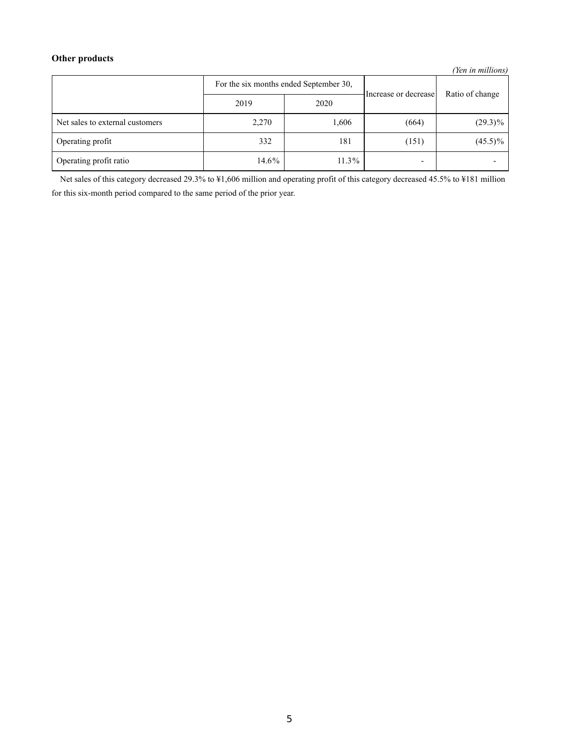**Other products**

*(Yen in millions)*

| | For the six months ended September 30, | | Increase or decrease | Ratio of change |
|---|---|---|---|---|
| | 2019 | 2020 | | |
| Net sales to external customers | 2,270 | 1,606 | (664) | (29.3)% |
| Operating profit | 332 | 181 | (151) | (45.5)% |
| Operating profit ratio | 14.6% | 11.3% | - | - |

Net sales of this category decreased 29.3% to ¥1,606 million and operating profit of this category decreased 45.5% to ¥181 million for this six-month period compared to the same period of the prior year.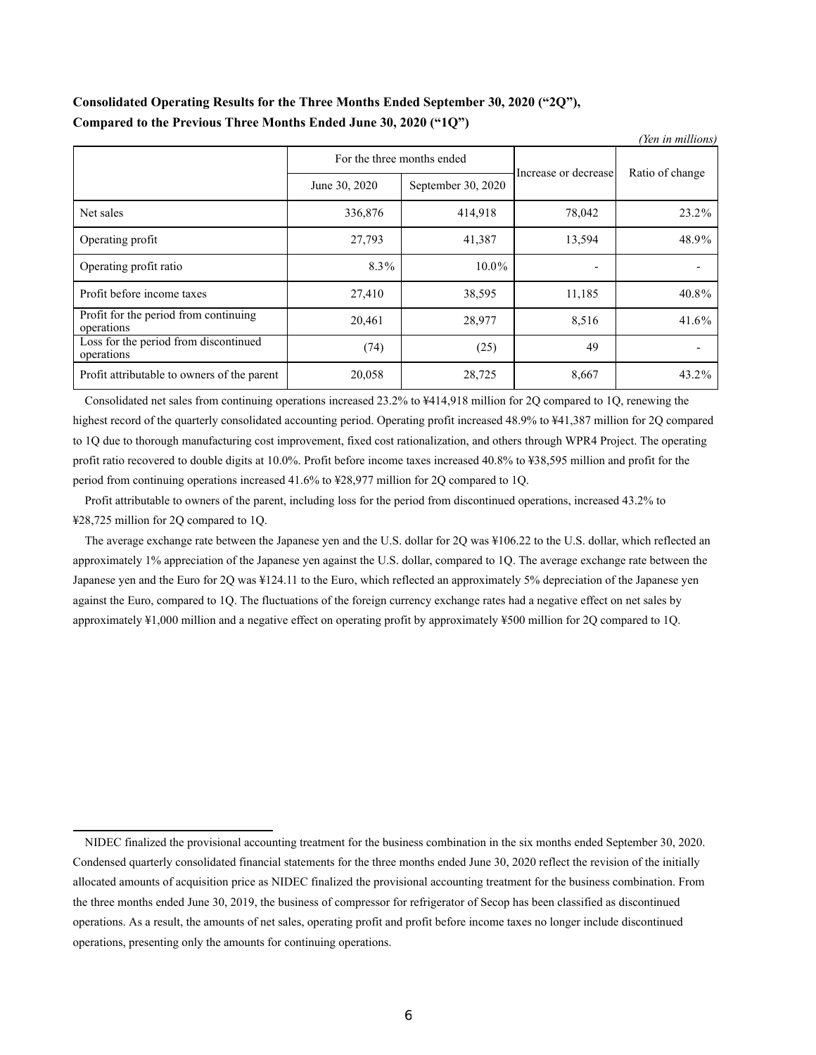**Consolidated Operating Results for the Three Months Ended September 30, 2020 ("2Q"), Compared to the Previous Three Months Ended June 30, 2020 ("1Q")**

*(Yen in millions)*

| | For the three months ended | | Increase or decrease | Ratio of change |
|---|---|---|---|---|
| | June 30, 2020 | September 30, 2020 | | |
| Net sales | 336,876 | 414,918 | 78,042 | 23.2% |
| Operating profit | 27,793 | 41,387 | 13,594 | 48.9% |
| Operating profit ratio | 8.3% | 10.0% | - | - |
| Profit before income taxes | 27,410 | 38,595 | 11,185 | 40.8% |
| Profit for the period from continuing operations | 20,461 | 28,977 | 8,516 | 41.6% |
| Loss for the period from discontinued operations | (74) | (25) | 49 | - |
| Profit attributable to owners of the parent | 20,058 | 28,725 | 8,667 | 43.2% |

Consolidated net sales from continuing operations increased 23.2% to ¥414,918 million for 2Q compared to 1Q, renewing the highest record of the quarterly consolidated accounting period. Operating profit increased 48.9% to ¥41,387 million for 2Q compared to 1Q due to thorough manufacturing cost improvement, fixed cost rationalization, and others through WPR4 Project. The operating profit ratio recovered to double digits at 10.0%. Profit before income taxes increased 40.8% to ¥38,595 million and profit for the period from continuing operations increased 41.6% to ¥28,977 million for 2Q compared to 1Q.

Profit attributable to owners of the parent, including loss for the period from discontinued operations, increased 43.2% to ¥28,725 million for 2Q compared to 1Q.

The average exchange rate between the Japanese yen and the U.S. dollar for 2Q was ¥106.22 to the U.S. dollar, which reflected an approximately 1% appreciation of the Japanese yen against the U.S. dollar, compared to 1Q. The average exchange rate between the Japanese yen and the Euro for 2Q was ¥124.11 to the Euro, which reflected an approximately 5% depreciation of the Japanese yen against the Euro, compared to 1Q. The fluctuations of the foreign currency exchange rates had a negative effect on net sales by approximately ¥1,000 million and a negative effect on operating profit by approximately ¥500 million for 2Q compared to 1Q.

---

NIDEC finalized the provisional accounting treatment for the business combination in the six months ended September 30, 2020. Condensed quarterly consolidated financial statements for the three months ended June 30, 2020 reflect the revision of the initially allocated amounts of acquisition price as NIDEC finalized the provisional accounting treatment for the business combination. From the three months ended June 30, 2019, the business of compressor for refrigerator of Secop has been classified as discontinued operations. As a result, the amounts of net sales, operating profit and profit before income taxes no longer include discontinued operations, presenting only the amounts for continuing operations.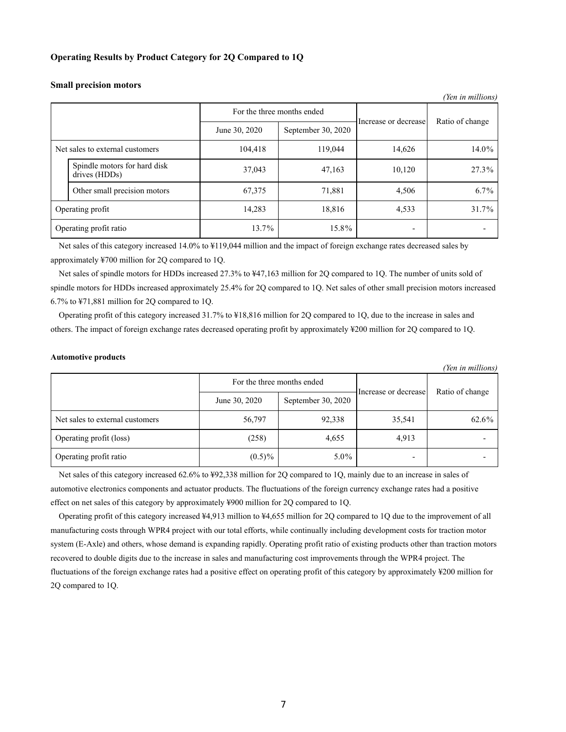### Operating Results by Product Category for 2Q Compared to 1Q

#### Small precision motors

*(Yen in millions)*

| | For the three months ended | | Increase or decrease | Ratio of change |
|---|---|---|---|---|
| | June 30, 2020 | September 30, 2020 | | |
| Net sales to external customers | 104,418 | 119,044 | 14,626 | 14.0% |
| Spindle motors for hard disk drives (HDDs) | 37,043 | 47,163 | 10,120 | 27.3% |
| Other small precision motors | 67,375 | 71,881 | 4,506 | 6.7% |
| Operating profit | 14,283 | 18,816 | 4,533 | 31.7% |
| Operating profit ratio | 13.7% | 15.8% | - | - |

Net sales of this category increased 14.0% to ¥119,044 million and the impact of foreign exchange rates decreased sales by approximately ¥700 million for 2Q compared to 1Q.

Net sales of spindle motors for HDDs increased 27.3% to ¥47,163 million for 2Q compared to 1Q. The number of units sold of spindle motors for HDDs increased approximately 25.4% for 2Q compared to 1Q. Net sales of other small precision motors increased 6.7% to ¥71,881 million for 2Q compared to 1Q.

Operating profit of this category increased 31.7% to ¥18,816 million for 2Q compared to 1Q, due to the increase in sales and others. The impact of foreign exchange rates decreased operating profit by approximately ¥200 million for 2Q compared to 1Q.

#### Automotive products

*(Yen in millions)*

| | For the three months ended | | Increase or decrease | Ratio of change |
|---|---|---|---|---|
| | June 30, 2020 | September 30, 2020 | | |
| Net sales to external customers | 56,797 | 92,338 | 35,541 | 62.6% |
| Operating profit (loss) | (258) | 4,655 | 4,913 | - |
| Operating profit ratio | (0.5)% | 5.0% | - | - |

Net sales of this category increased 62.6% to ¥92,338 million for 2Q compared to 1Q, mainly due to an increase in sales of automotive electronics components and actuator products. The fluctuations of the foreign currency exchange rates had a positive effect on net sales of this category by approximately ¥900 million for 2Q compared to 1Q.

Operating profit of this category increased ¥4,913 million to ¥4,655 million for 2Q compared to 1Q due to the improvement of all manufacturing costs through WPR4 project with our total efforts, while continually including development costs for traction motor system (E-Axle) and others, whose demand is expanding rapidly. Operating profit ratio of existing products other than traction motors recovered to double digits due to the increase in sales and manufacturing cost improvements through the WPR4 project. The fluctuations of the foreign exchange rates had a positive effect on operating profit of this category by approximately ¥200 million for 2Q compared to 1Q.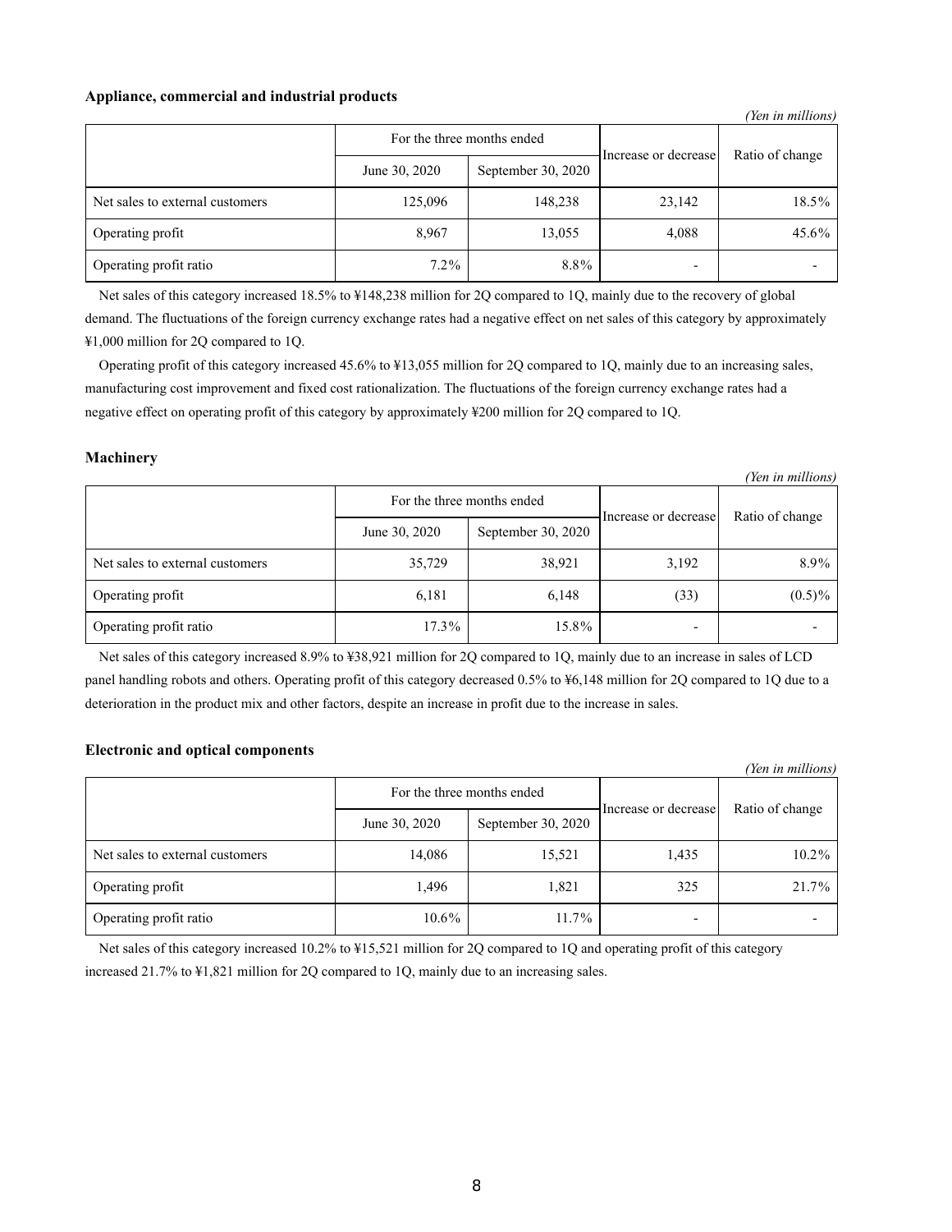**Appliance, commercial and industrial products**

*(Yen in millions)*

| | For the three months ended | | Increase or decrease | Ratio of change |
|---|---|---|---|---|
| | June 30, 2020 | September 30, 2020 | | |
| Net sales to external customers | 125,096 | 148,238 | 23,142 | 18.5% |
| Operating profit | 8,967 | 13,055 | 4,088 | 45.6% |
| Operating profit ratio | 7.2% | 8.8% | - | - |

Net sales of this category increased 18.5% to ¥148,238 million for 2Q compared to 1Q, mainly due to the recovery of global demand. The fluctuations of the foreign currency exchange rates had a negative effect on net sales of this category by approximately ¥1,000 million for 2Q compared to 1Q.

Operating profit of this category increased 45.6% to ¥13,055 million for 2Q compared to 1Q, mainly due to an increasing sales, manufacturing cost improvement and fixed cost rationalization. The fluctuations of the foreign currency exchange rates had a negative effect on operating profit of this category by approximately ¥200 million for 2Q compared to 1Q.

**Machinery**

*(Yen in millions)*

| | For the three months ended | | Increase or decrease | Ratio of change |
|---|---|---|---|---|
| | June 30, 2020 | September 30, 2020 | | |
| Net sales to external customers | 35,729 | 38,921 | 3,192 | 8.9% |
| Operating profit | 6,181 | 6,148 | (33) | (0.5)% |
| Operating profit ratio | 17.3% | 15.8% | - | - |

Net sales of this category increased 8.9% to ¥38,921 million for 2Q compared to 1Q, mainly due to an increase in sales of LCD panel handling robots and others. Operating profit of this category decreased 0.5% to ¥6,148 million for 2Q compared to 1Q due to a deterioration in the product mix and other factors, despite an increase in profit due to the increase in sales.

**Electronic and optical components**

*(Yen in millions)*

| | For the three months ended | | Increase or decrease | Ratio of change |
|---|---|---|---|---|
| | June 30, 2020 | September 30, 2020 | | |
| Net sales to external customers | 14,086 | 15,521 | 1,435 | 10.2% |
| Operating profit | 1,496 | 1,821 | 325 | 21.7% |
| Operating profit ratio | 10.6% | 11.7% | - | - |

Net sales of this category increased 10.2% to ¥15,521 million for 2Q compared to 1Q and operating profit of this category increased 21.7% to ¥1,821 million for 2Q compared to 1Q, mainly due to an increasing sales.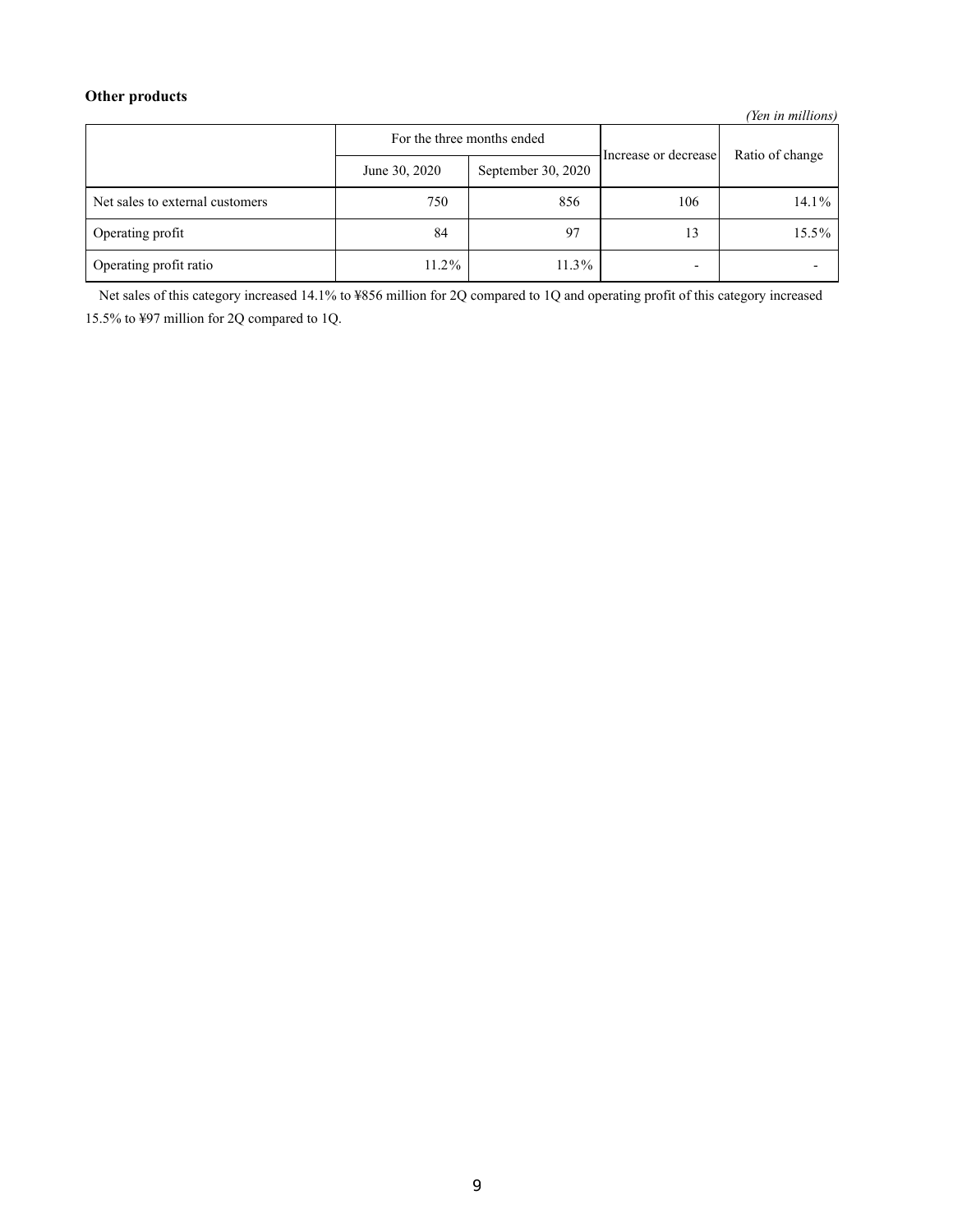**Other products**

*(Yen in millions)*

| | For the three months ended | | Increase or decrease | Ratio of change |
|---|---|---|---|---|
| | June 30, 2020 | September 30, 2020 | | |
| Net sales to external customers | 750 | 856 | 106 | 14.1% |
| Operating profit | 84 | 97 | 13 | 15.5% |
| Operating profit ratio | 11.2% | 11.3% | - | - |

Net sales of this category increased 14.1% to ¥856 million for 2Q compared to 1Q and operating profit of this category increased 15.5% to ¥97 million for 2Q compared to 1Q.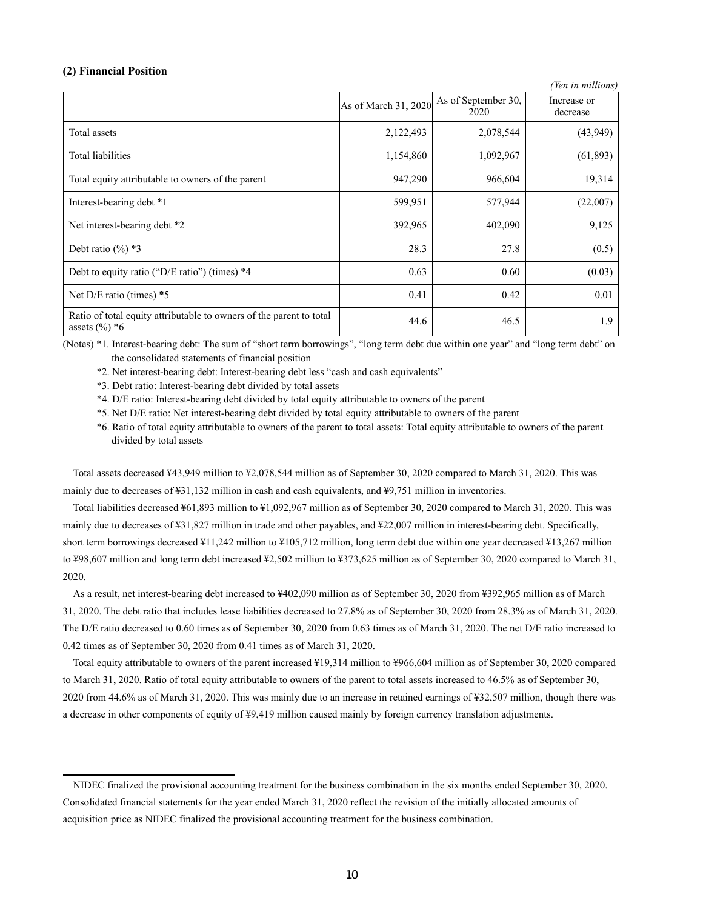**(2) Financial Position**

*(Yen in millions)*

| | As of March 31, 2020 | As of September 30, 2020 | Increase or decrease |
|---|---|---|---|
| Total assets | 2,122,493 | 2,078,544 | (43,949) |
| Total liabilities | 1,154,860 | 1,092,967 | (61,893) |
| Total equity attributable to owners of the parent | 947,290 | 966,604 | 19,314 |
| Interest-bearing debt *1 | 599,951 | 577,944 | (22,007) |
| Net interest-bearing debt *2 | 392,965 | 402,090 | 9,125 |
| Debt ratio (%) *3 | 28.3 | 27.8 | (0.5) |
| Debt to equity ratio (“D/E ratio”) (times) *4 | 0.63 | 0.60 | (0.03) |
| Net D/E ratio (times) *5 | 0.41 | 0.42 | 0.01 |
| Ratio of total equity attributable to owners of the parent to total assets (%) *6 | 44.6 | 46.5 | 1.9 |

(Notes) *1. Interest-bearing debt: The sum of “short term borrowings”, “long term debt due within one year” and “long term debt” on the consolidated statements of financial position

*2. Net interest-bearing debt: Interest-bearing debt less “cash and cash equivalents”

*3. Debt ratio: Interest-bearing debt divided by total assets

*4. D/E ratio: Interest-bearing debt divided by total equity attributable to owners of the parent

*5. Net D/E ratio: Net interest-bearing debt divided by total equity attributable to owners of the parent

*6. Ratio of total equity attributable to owners of the parent to total assets: Total equity attributable to owners of the parent divided by total assets

Total assets decreased ¥43,949 million to ¥2,078,544 million as of September 30, 2020 compared to March 31, 2020. This was mainly due to decreases of ¥31,132 million in cash and cash equivalents, and ¥9,751 million in inventories.

Total liabilities decreased ¥61,893 million to ¥1,092,967 million as of September 30, 2020 compared to March 31, 2020. This was mainly due to decreases of ¥31,827 million in trade and other payables, and ¥22,007 million in interest-bearing debt. Specifically, short term borrowings decreased ¥11,242 million to ¥105,712 million, long term debt due within one year decreased ¥13,267 million to ¥98,607 million and long term debt increased ¥2,502 million to ¥373,625 million as of September 30, 2020 compared to March 31, 2020.

As a result, net interest-bearing debt increased to ¥402,090 million as of September 30, 2020 from ¥392,965 million as of March 31, 2020. The debt ratio that includes lease liabilities decreased to 27.8% as of September 30, 2020 from 28.3% as of March 31, 2020. The D/E ratio decreased to 0.60 times as of September 30, 2020 from 0.63 times as of March 31, 2020. The net D/E ratio increased to 0.42 times as of September 30, 2020 from 0.41 times as of March 31, 2020.

Total equity attributable to owners of the parent increased ¥19,314 million to ¥966,604 million as of September 30, 2020 compared to March 31, 2020. Ratio of total equity attributable to owners of the parent to total assets increased to 46.5% as of September 30, 2020 from 44.6% as of March 31, 2020. This was mainly due to an increase in retained earnings of ¥32,507 million, though there was a decrease in other components of equity of ¥9,419 million caused mainly by foreign currency translation adjustments.

---

NIDEC finalized the provisional accounting treatment for the business combination in the six months ended September 30, 2020. Consolidated financial statements for the year ended March 31, 2020 reflect the revision of the initially allocated amounts of acquisition price as NIDEC finalized the provisional accounting treatment for the business combination.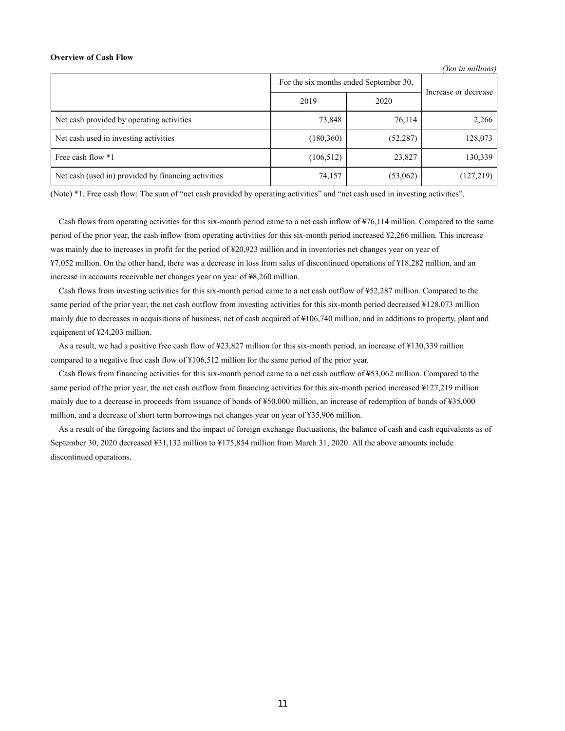**Overview of Cash Flow**

*(Yen in millions)*

| | For the six months ended September 30, | | Increase or decrease |
|---|---|---|---|
| | 2019 | 2020 | |
| Net cash provided by operating activities | 73,848 | 76,114 | 2,266 |
| Net cash used in investing activities | (180,360) | (52,287) | 128,073 |
| Free cash flow *1 | (106,512) | 23,827 | 130,339 |
| Net cash (used in) provided by financing activities | 74,157 | (53,062) | (127,219) |

(Note) *1. Free cash flow: The sum of "net cash provided by operating activities" and "net cash used in investing activities".

Cash flows from operating activities for this six-month period came to a net cash inflow of ¥76,114 million. Compared to the same period of the prior year, the cash inflow from operating activities for this six-month period increased ¥2,266 million. This increase was mainly due to increases in profit for the period of ¥20,923 million and in inventories net changes year on year of ¥7,052 million. On the other hand, there was a decrease in loss from sales of discontinued operations of ¥18,282 million, and an increase in accounts receivable net changes year on year of ¥8,260 million.

Cash flows from investing activities for this six-month period came to a net cash outflow of ¥52,287 million. Compared to the same period of the prior year, the net cash outflow from investing activities for this six-month period decreased ¥128,073 million mainly due to decreases in acquisitions of business, net of cash acquired of ¥106,740 million, and in additions to property, plant and equipment of ¥24,203 million.

As a result, we had a positive free cash flow of ¥23,827 million for this six-month period, an increase of ¥130,339 million compared to a negative free cash flow of ¥106,512 million for the same period of the prior year.

Cash flows from financing activities for this six-month period came to a net cash outflow of ¥53,062 million. Compared to the same period of the prior year, the net cash outflow from financing activities for this six-month period increased ¥127,219 million mainly due to a decrease in proceeds from issuance of bonds of ¥50,000 million, an increase of redemption of bonds of ¥35,000 million, and a decrease of short term borrowings net changes year on year of ¥35,906 million.

As a result of the foregoing factors and the impact of foreign exchange fluctuations, the balance of cash and cash equivalents as of September 30, 2020 decreased ¥31,132 million to ¥175,854 million from March 31, 2020. All the above amounts include discontinued operations.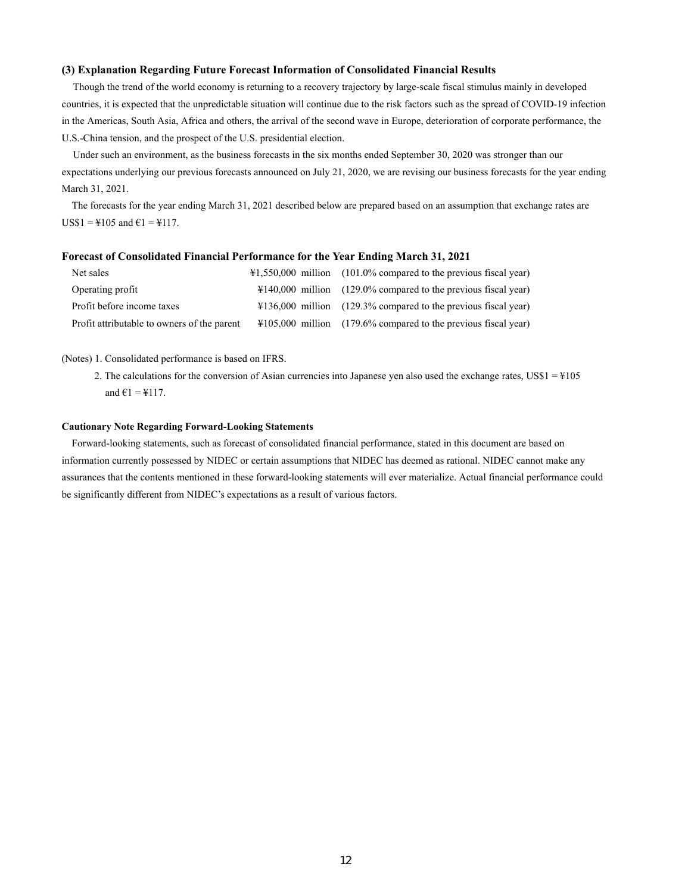### (3) Explanation Regarding Future Forecast Information of Consolidated Financial Results

Though the trend of the world economy is returning to a recovery trajectory by large-scale fiscal stimulus mainly in developed countries, it is expected that the unpredictable situation will continue due to the risk factors such as the spread of COVID-19 infection in the Americas, South Asia, Africa and others, the arrival of the second wave in Europe, deterioration of corporate performance, the U.S.-China tension, and the prospect of the U.S. presidential election.

Under such an environment, as the business forecasts in the six months ended September 30, 2020 was stronger than our expectations underlying our previous forecasts announced on July 21, 2020, we are revising our business forecasts for the year ending March 31, 2021.

The forecasts for the year ending March 31, 2021 described below are prepared based on an assumption that exchange rates are US$1 = ¥105 and €1 = ¥117.

**Forecast of Consolidated Financial Performance for the Year Ending March 31, 2021**

| | | |
|---|---|---|
| Net sales | ¥1,550,000 million | (101.0% compared to the previous fiscal year) |
| Operating profit | ¥140,000 million | (129.0% compared to the previous fiscal year) |
| Profit before income taxes | ¥136,000 million | (129.3% compared to the previous fiscal year) |
| Profit attributable to owners of the parent | ¥105,000 million | (179.6% compared to the previous fiscal year) |

(Notes) 1. Consolidated performance is based on IFRS.

2. The calculations for the conversion of Asian currencies into Japanese yen also used the exchange rates, US$1 = ¥105 and €1 = ¥117.

**Cautionary Note Regarding Forward-Looking Statements**

Forward-looking statements, such as forecast of consolidated financial performance, stated in this document are based on information currently possessed by NIDEC or certain assumptions that NIDEC has deemed as rational. NIDEC cannot make any assurances that the contents mentioned in these forward-looking statements will ever materialize. Actual financial performance could be significantly different from NIDEC's expectations as a result of various factors.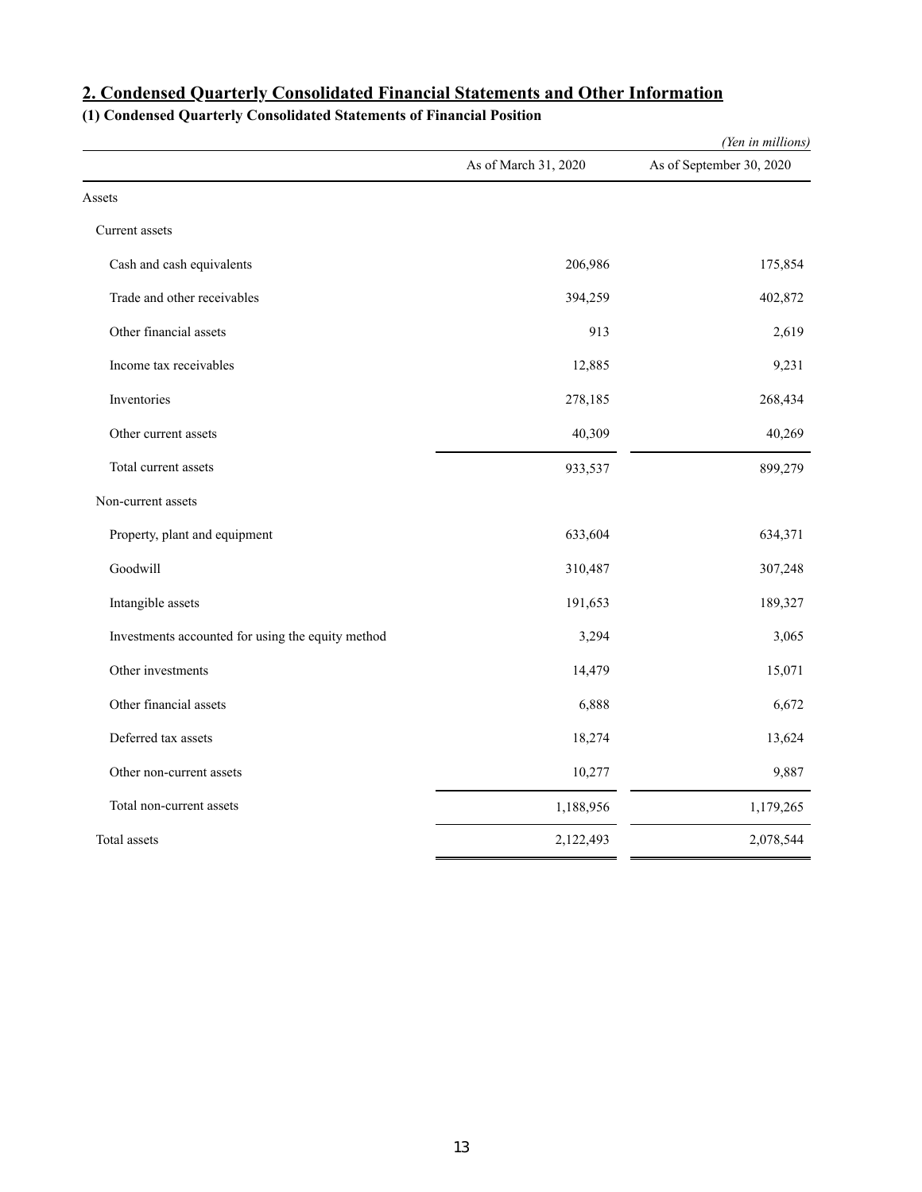## 2. Condensed Quarterly Consolidated Financial Statements and Other Information

### (1) Condensed Quarterly Consolidated Statements of Financial Position

*(Yen in millions)*

| | As of March 31, 2020 | As of September 30, 2020 |
|---|---|---|
| Assets | | |
| Current assets | | |
| Cash and cash equivalents | 206,986 | 175,854 |
| Trade and other receivables | 394,259 | 402,872 |
| Other financial assets | 913 | 2,619 |
| Income tax receivables | 12,885 | 9,231 |
| Inventories | 278,185 | 268,434 |
| Other current assets | 40,309 | 40,269 |
| Total current assets | 933,537 | 899,279 |
| Non-current assets | | |
| Property, plant and equipment | 633,604 | 634,371 |
| Goodwill | 310,487 | 307,248 |
| Intangible assets | 191,653 | 189,327 |
| Investments accounted for using the equity method | 3,294 | 3,065 |
| Other investments | 14,479 | 15,071 |
| Other financial assets | 6,888 | 6,672 |
| Deferred tax assets | 18,274 | 13,624 |
| Other non-current assets | 10,277 | 9,887 |
| Total non-current assets | 1,188,956 | 1,179,265 |
| Total assets | 2,122,493 | 2,078,544 |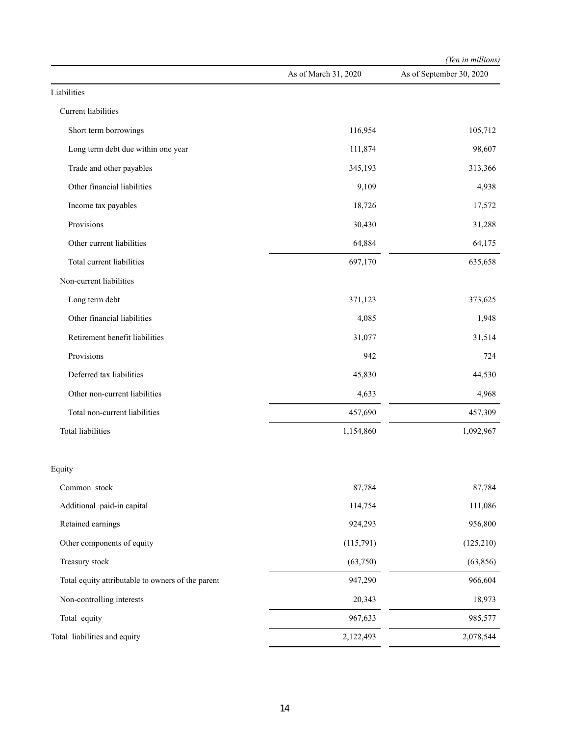(Yen in millions)

| | As of March 31, 2020 | As of September 30, 2020 |
|---|---|---|
| Liabilities | | |
| Current liabilities | | |
| Short term borrowings | 116,954 | 105,712 |
| Long term debt due within one year | 111,874 | 98,607 |
| Trade and other payables | 345,193 | 313,366 |
| Other financial liabilities | 9,109 | 4,938 |
| Income tax payables | 18,726 | 17,572 |
| Provisions | 30,430 | 31,288 |
| Other current liabilities | 64,884 | 64,175 |
| Total current liabilities | 697,170 | 635,658 |
| Non-current liabilities | | |
| Long term debt | 371,123 | 373,625 |
| Other financial liabilities | 4,085 | 1,948 |
| Retirement benefit liabilities | 31,077 | 31,514 |
| Provisions | 942 | 724 |
| Deferred tax liabilities | 45,830 | 44,530 |
| Other non-current liabilities | 4,633 | 4,968 |
| Total non-current liabilities | 457,690 | 457,309 |
| Total liabilities | 1,154,860 | 1,092,967 |
| | | |
| Equity | | |
| Common stock | 87,784 | 87,784 |
| Additional paid-in capital | 114,754 | 111,086 |
| Retained earnings | 924,293 | 956,800 |
| Other components of equity | (115,791) | (125,210) |
| Treasury stock | (63,750) | (63,856) |
| Total equity attributable to owners of the parent | 947,290 | 966,604 |
| Non-controlling interests | 20,343 | 18,973 |
| Total equity | 967,633 | 985,577 |
| Total liabilities and equity | 2,122,493 | 2,078,544 |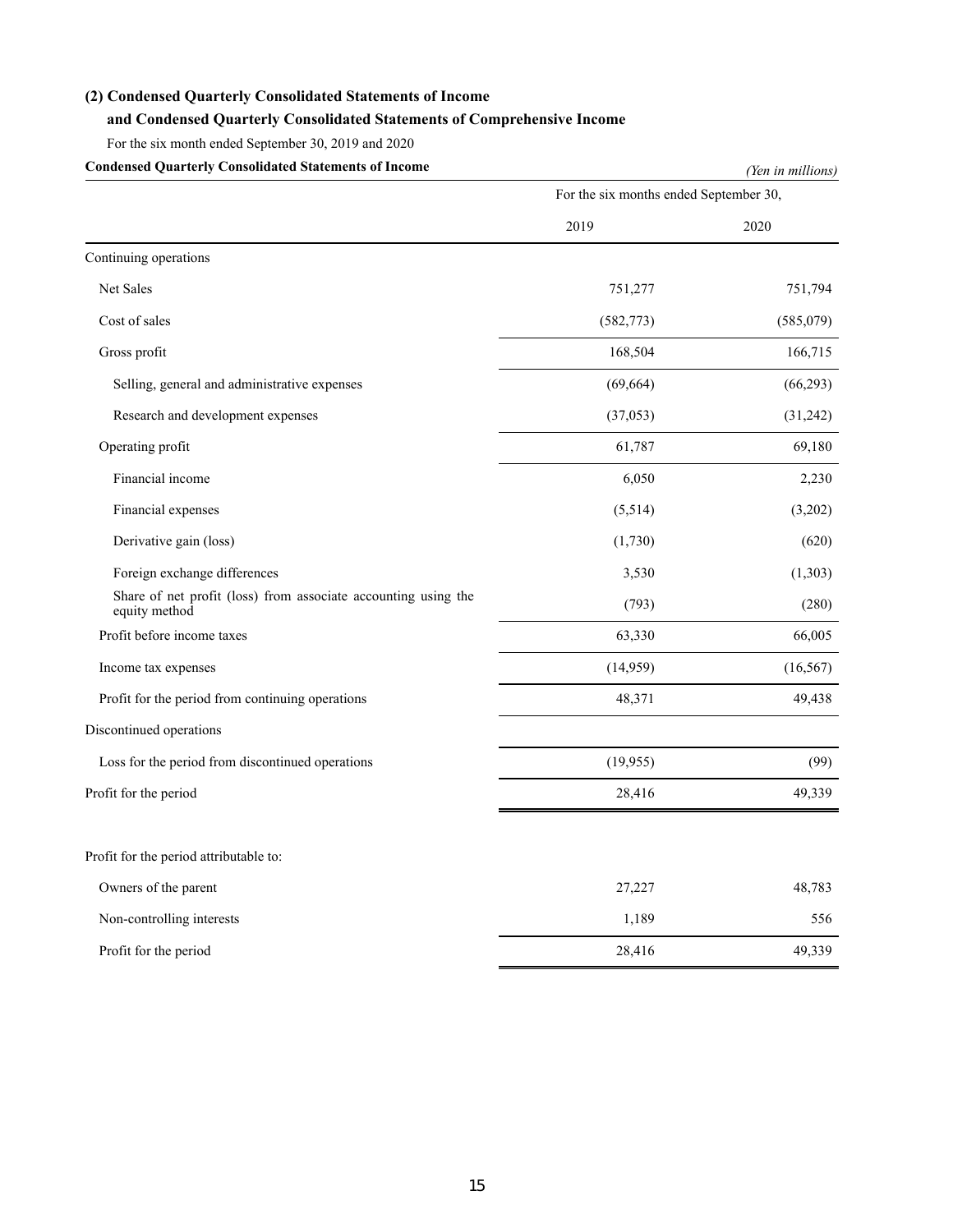### (2) Condensed Quarterly Consolidated Statements of Income
### and Condensed Quarterly Consolidated Statements of Comprehensive Income

For the six month ended September 30, 2019 and 2020

**Condensed Quarterly Consolidated Statements of Income**

*(Yen in millions)*

| | For the six months ended September 30, | |
|---|---|---|
| | 2019 | 2020 |
| Continuing operations | | |
| Net Sales | 751,277 | 751,794 |
| Cost of sales | (582,773) | (585,079) |
| Gross profit | 168,504 | 166,715 |
| Selling, general and administrative expenses | (69,664) | (66,293) |
| Research and development expenses | (37,053) | (31,242) |
| Operating profit | 61,787 | 69,180 |
| Financial income | 6,050 | 2,230 |
| Financial expenses | (5,514) | (3,202) |
| Derivative gain (loss) | (1,730) | (620) |
| Foreign exchange differences | 3,530 | (1,303) |
| Share of net profit (loss) from associate accounting using the equity method | (793) | (280) |
| Profit before income taxes | 63,330 | 66,005 |
| Income tax expenses | (14,959) | (16,567) |
| Profit for the period from continuing operations | 48,371 | 49,438 |
| Discontinued operations | | |
| Loss for the period from discontinued operations | (19,955) | (99) |
| Profit for the period | 28,416 | 49,339 |
| | | |
| Profit for the period attributable to: | | |
| Owners of the parent | 27,227 | 48,783 |
| Non-controlling interests | 1,189 | 556 |
| Profit for the period | 28,416 | 49,339 |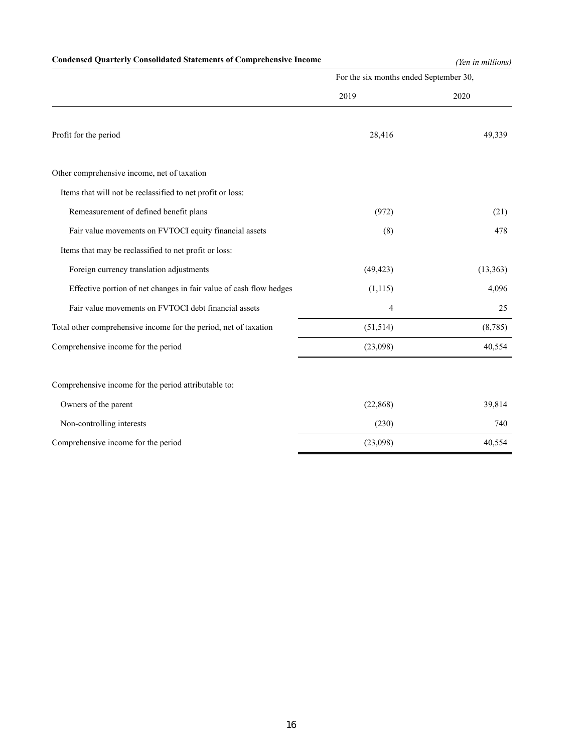**Condensed Quarterly Consolidated Statements of Comprehensive Income**

*(Yen in millions)*

| | For the six months ended September 30, | |
|---|---|---|
| | 2019 | 2020 |
| Profit for the period | 28,416 | 49,339 |
| Other comprehensive income, net of taxation | | |
| Items that will not be reclassified to net profit or loss: | | |
| Remeasurement of defined benefit plans | (972) | (21) |
| Fair value movements on FVTOCI equity financial assets | (8) | 478 |
| Items that may be reclassified to net profit or loss: | | |
| Foreign currency translation adjustments | (49,423) | (13,363) |
| Effective portion of net changes in fair value of cash flow hedges | (1,115) | 4,096 |
| Fair value movements on FVTOCI debt financial assets | 4 | 25 |
| Total other comprehensive income for the period, net of taxation | (51,514) | (8,785) |
| Comprehensive income for the period | (23,098) | 40,554 |
| Comprehensive income for the period attributable to: | | |
| Owners of the parent | (22,868) | 39,814 |
| Non-controlling interests | (230) | 740 |
| Comprehensive income for the period | (23,098) | 40,554 |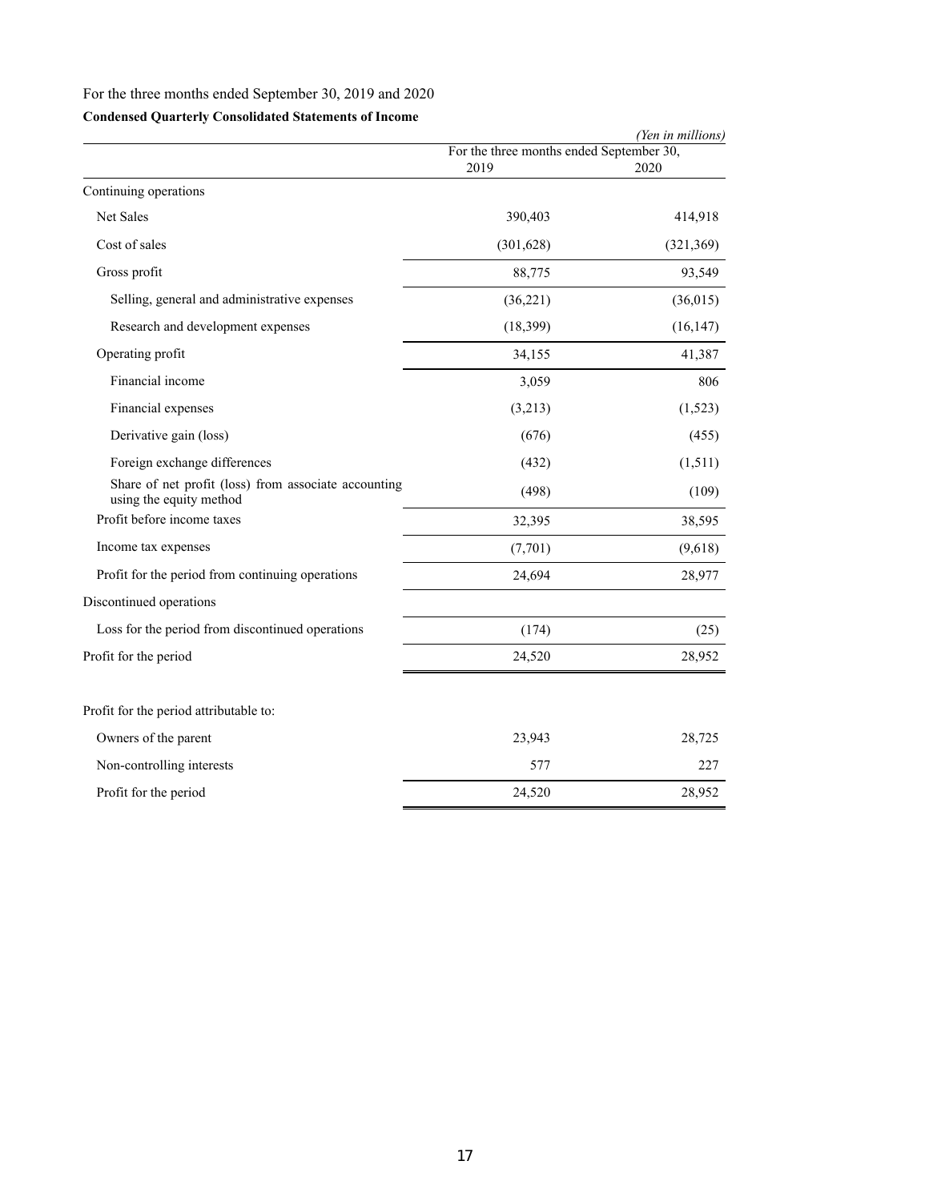For the three months ended September 30, 2019 and 2020

**Condensed Quarterly Consolidated Statements of Income**

*(Yen in millions)*

| | For the three months ended September 30, 2019 | 2020 |
|---|---|---|
| Continuing operations | | |
| Net Sales | 390,403 | 414,918 |
| Cost of sales | (301,628) | (321,369) |
| Gross profit | 88,775 | 93,549 |
| Selling, general and administrative expenses | (36,221) | (36,015) |
| Research and development expenses | (18,399) | (16,147) |
| Operating profit | 34,155 | 41,387 |
| Financial income | 3,059 | 806 |
| Financial expenses | (3,213) | (1,523) |
| Derivative gain (loss) | (676) | (455) |
| Foreign exchange differences | (432) | (1,511) |
| Share of net profit (loss) from associate accounting using the equity method | (498) | (109) |
| Profit before income taxes | 32,395 | 38,595 |
| Income tax expenses | (7,701) | (9,618) |
| Profit for the period from continuing operations | 24,694 | 28,977 |
| Discontinued operations | | |
| Loss for the period from discontinued operations | (174) | (25) |
| Profit for the period | 24,520 | 28,952 |
| | | |
| Profit for the period attributable to: | | |
| Owners of the parent | 23,943 | 28,725 |
| Non-controlling interests | 577 | 227 |
| Profit for the period | 24,520 | 28,952 |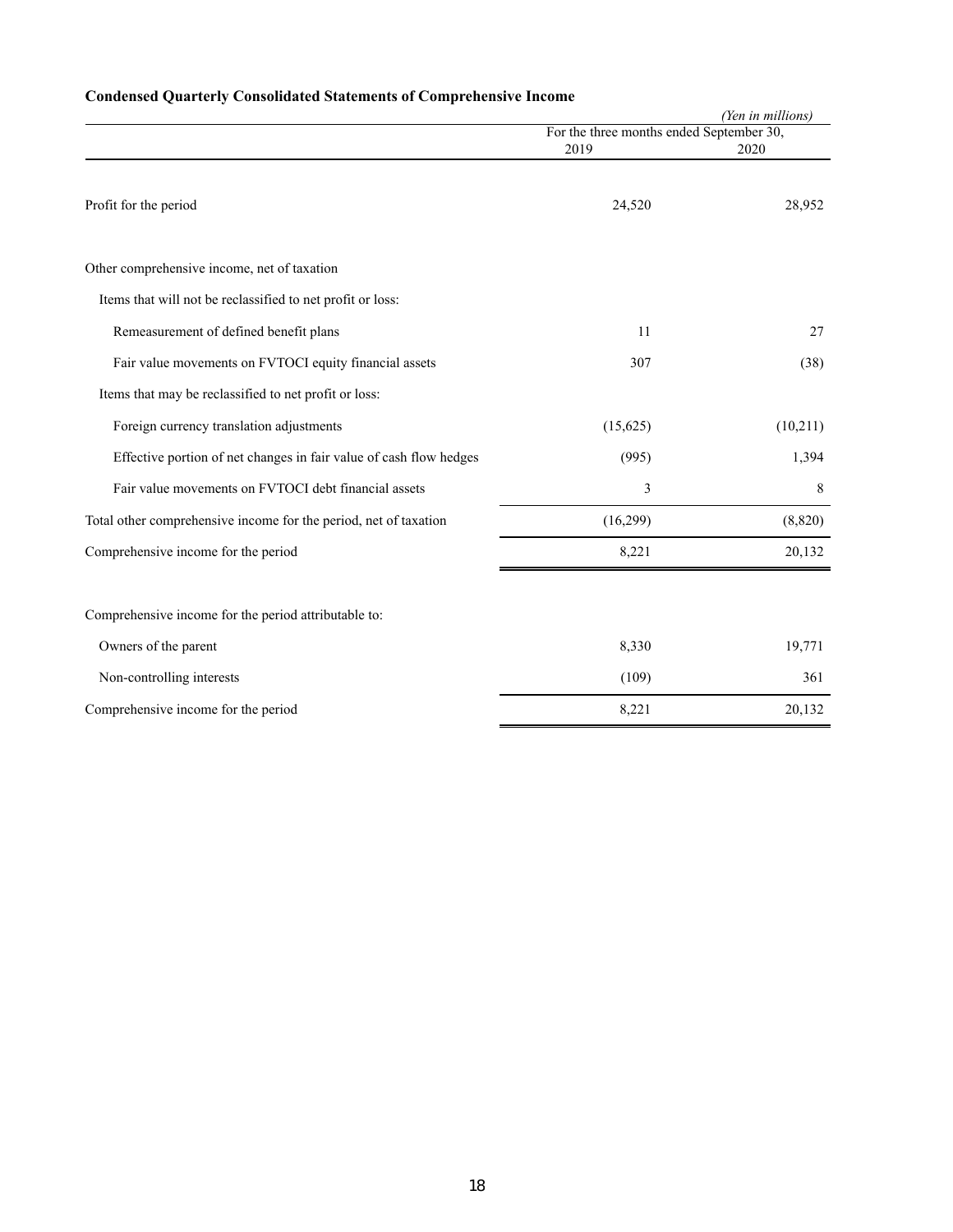### Condensed Quarterly Consolidated Statements of Comprehensive Income

*(Yen in millions)*

| | For the three months ended September 30, | |
|---|---|---|
| | 2019 | 2020 |
| Profit for the period | 24,520 | 28,952 |
| Other comprehensive income, net of taxation | | |
| Items that will not be reclassified to net profit or loss: | | |
| Remeasurement of defined benefit plans | 11 | 27 |
| Fair value movements on FVTOCI equity financial assets | 307 | (38) |
| Items that may be reclassified to net profit or loss: | | |
| Foreign currency translation adjustments | (15,625) | (10,211) |
| Effective portion of net changes in fair value of cash flow hedges | (995) | 1,394 |
| Fair value movements on FVTOCI debt financial assets | 3 | 8 |
| Total other comprehensive income for the period, net of taxation | (16,299) | (8,820) |
| Comprehensive income for the period | 8,221 | 20,132 |
| Comprehensive income for the period attributable to: | | |
| Owners of the parent | 8,330 | 19,771 |
| Non-controlling interests | (109) | 361 |
| Comprehensive income for the period | 8,221 | 20,132 |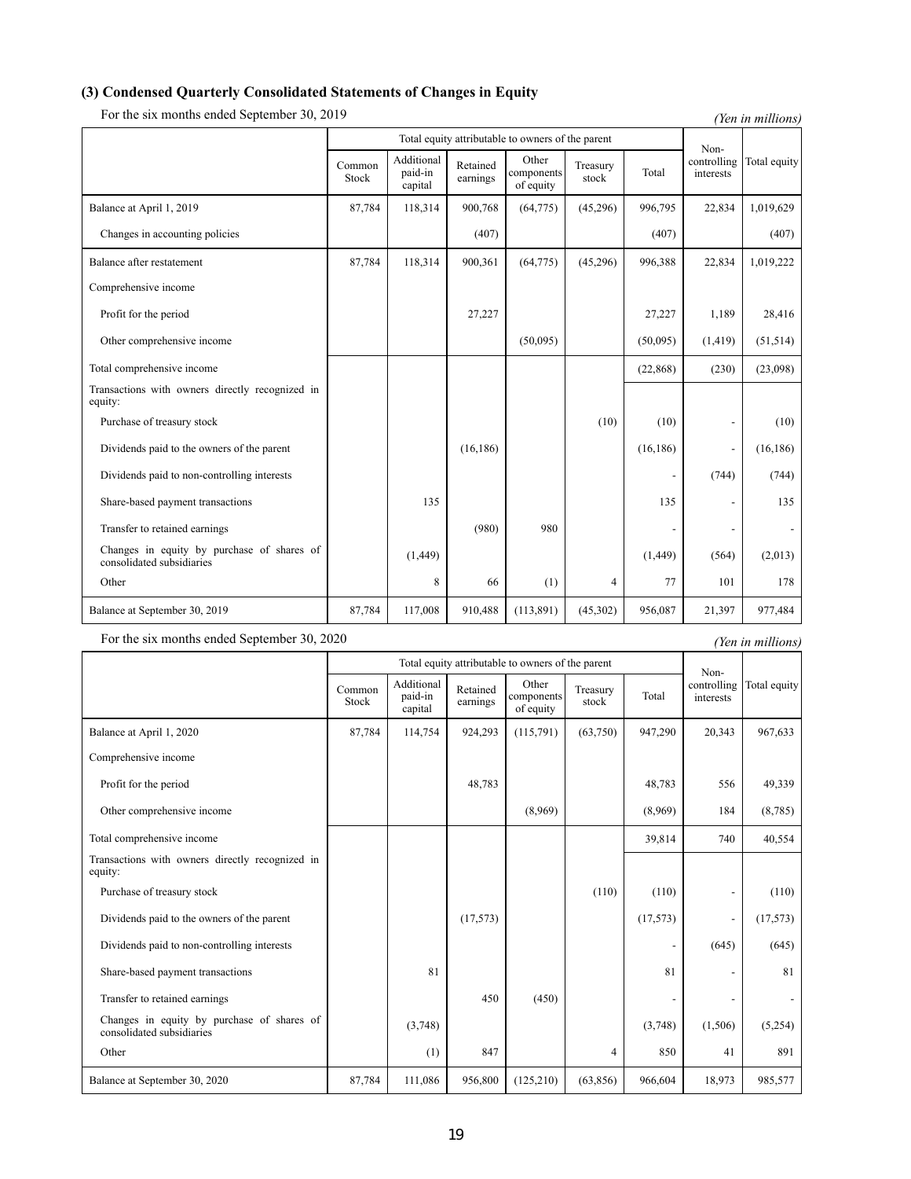### (3) Condensed Quarterly Consolidated Statements of Changes in Equity

For the six months ended September 30, 2019

*(Yen in millions)*

| | Total equity attributable to owners of the parent | | | | | | Non-controlling interests | Total equity |
|---|---|---|---|---|---|---|---|---|
| | Common Stock | Additional paid-in capital | Retained earnings | Other components of equity | Treasury stock | Total | | |
| Balance at April 1, 2019 | 87,784 | 118,314 | 900,768 | (64,775) | (45,296) | 996,795 | 22,834 | 1,019,629 |
| Changes in accounting policies | | | (407) | | | (407) | | (407) |
| Balance after restatement | 87,784 | 118,314 | 900,361 | (64,775) | (45,296) | 996,388 | 22,834 | 1,019,222 |
| Comprehensive income | | | | | | | | |
| Profit for the period | | | 27,227 | | | 27,227 | 1,189 | 28,416 |
| Other comprehensive income | | | | (50,095) | | (50,095) | (1,419) | (51,514) |
| Total comprehensive income | | | | | | (22,868) | (230) | (23,098) |
| Transactions with owners directly recognized in equity: | | | | | | | | |
| Purchase of treasury stock | | | | | (10) | (10) | - | (10) |
| Dividends paid to the owners of the parent | | | (16,186) | | | (16,186) | - | (16,186) |
| Dividends paid to non-controlling interests | | | | | | - | (744) | (744) |
| Share-based payment transactions | | 135 | | | | 135 | - | 135 |
| Transfer to retained earnings | | | (980) | 980 | | - | - | - |
| Changes in equity by purchase of shares of consolidated subsidiaries | | (1,449) | | | | (1,449) | (564) | (2,013) |
| Other | | 8 | 66 | (1) | 4 | 77 | 101 | 178 |
| Balance at September 30, 2019 | 87,784 | 117,008 | 910,488 | (113,891) | (45,302) | 956,087 | 21,397 | 977,484 |

For the six months ended September 30, 2020

*(Yen in millions)*

| | Total equity attributable to owners of the parent | | | | | | Non-controlling interests | Total equity |
|---|---|---|---|---|---|---|---|---|
| | Common Stock | Additional paid-in capital | Retained earnings | Other components of equity | Treasury stock | Total | | |
| Balance at April 1, 2020 | 87,784 | 114,754 | 924,293 | (115,791) | (63,750) | 947,290 | 20,343 | 967,633 |
| Comprehensive income | | | | | | | | |
| Profit for the period | | | 48,783 | | | 48,783 | 556 | 49,339 |
| Other comprehensive income | | | | (8,969) | | (8,969) | 184 | (8,785) |
| Total comprehensive income | | | | | | 39,814 | 740 | 40,554 |
| Transactions with owners directly recognized in equity: | | | | | | | | |
| Purchase of treasury stock | | | | | (110) | (110) | - | (110) |
| Dividends paid to the owners of the parent | | | (17,573) | | | (17,573) | - | (17,573) |
| Dividends paid to non-controlling interests | | | | | | - | (645) | (645) |
| Share-based payment transactions | | 81 | | | | 81 | - | 81 |
| Transfer to retained earnings | | | 450 | (450) | | - | - | - |
| Changes in equity by purchase of shares of consolidated subsidiaries | | (3,748) | | | | (3,748) | (1,506) | (5,254) |
| Other | | (1) | 847 | | 4 | 850 | 41 | 891 |
| Balance at September 30, 2020 | 87,784 | 111,086 | 956,800 | (125,210) | (63,856) | 966,604 | 18,973 | 985,577 |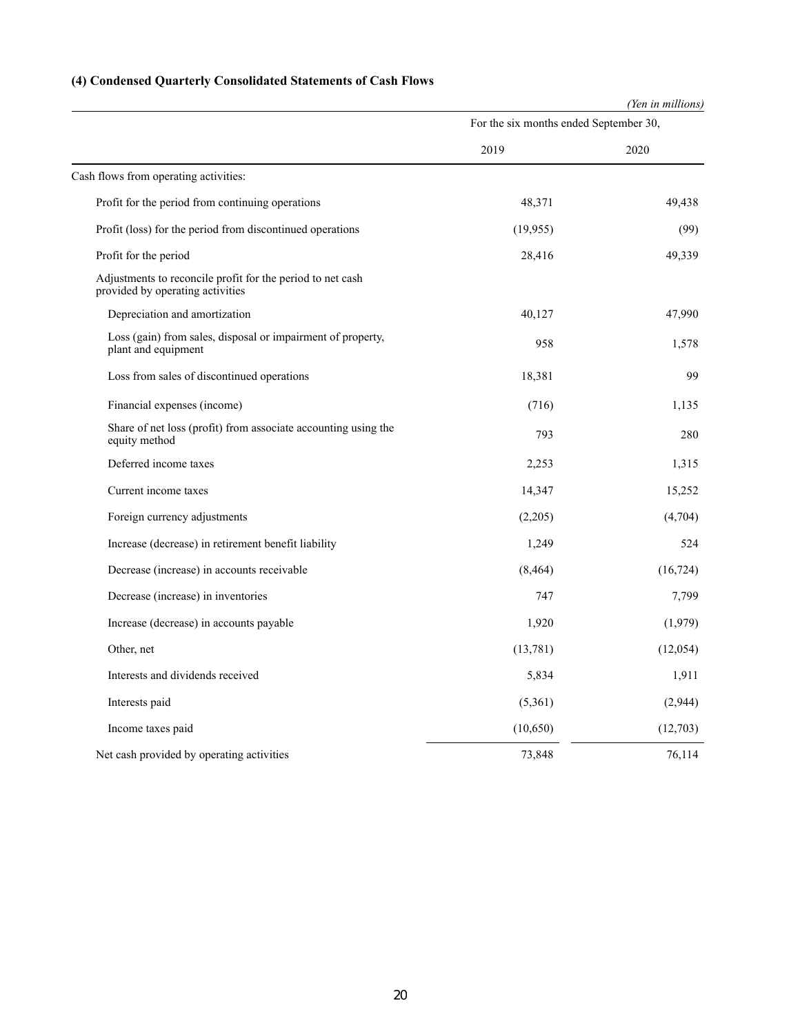### (4) Condensed Quarterly Consolidated Statements of Cash Flows

*(Yen in millions)*

| | For the six months ended September 30, | |
|---|---|---|
| | 2019 | 2020 |
| Cash flows from operating activities: | | |
| Profit for the period from continuing operations | 48,371 | 49,438 |
| Profit (loss) for the period from discontinued operations | (19,955) | (99) |
| Profit for the period | 28,416 | 49,339 |
| Adjustments to reconcile profit for the period to net cash provided by operating activities | | |
| Depreciation and amortization | 40,127 | 47,990 |
| Loss (gain) from sales, disposal or impairment of property, plant and equipment | 958 | 1,578 |
| Loss from sales of discontinued operations | 18,381 | 99 |
| Financial expenses (income) | (716) | 1,135 |
| Share of net loss (profit) from associate accounting using the equity method | 793 | 280 |
| Deferred income taxes | 2,253 | 1,315 |
| Current income taxes | 14,347 | 15,252 |
| Foreign currency adjustments | (2,205) | (4,704) |
| Increase (decrease) in retirement benefit liability | 1,249 | 524 |
| Decrease (increase) in accounts receivable | (8,464) | (16,724) |
| Decrease (increase) in inventories | 747 | 7,799 |
| Increase (decrease) in accounts payable | 1,920 | (1,979) |
| Other, net | (13,781) | (12,054) |
| Interests and dividends received | 5,834 | 1,911 |
| Interests paid | (5,361) | (2,944) |
| Income taxes paid | (10,650) | (12,703) |
| Net cash provided by operating activities | 73,848 | 76,114 |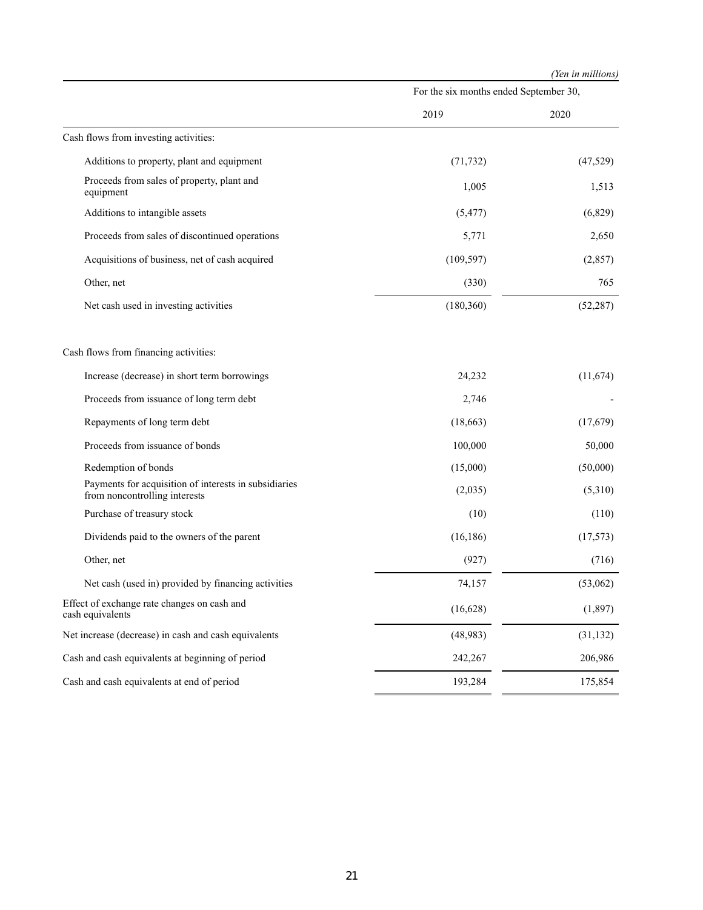*(Yen in millions)*

| | For the six months ended September 30, | |
|---|---|---|
| | 2019 | 2020 |
| Cash flows from investing activities: | | |
| Additions to property, plant and equipment | (71,732) | (47,529) |
| Proceeds from sales of property, plant and equipment | 1,005 | 1,513 |
| Additions to intangible assets | (5,477) | (6,829) |
| Proceeds from sales of discontinued operations | 5,771 | 2,650 |
| Acquisitions of business, net of cash acquired | (109,597) | (2,857) |
| Other, net | (330) | 765 |
| Net cash used in investing activities | (180,360) | (52,287) |
| | | |
| Cash flows from financing activities: | | |
| Increase (decrease) in short term borrowings | 24,232 | (11,674) |
| Proceeds from issuance of long term debt | 2,746 | - |
| Repayments of long term debt | (18,663) | (17,679) |
| Proceeds from issuance of bonds | 100,000 | 50,000 |
| Redemption of bonds | (15,000) | (50,000) |
| Payments for acquisition of interests in subsidiaries from noncontrolling interests | (2,035) | (5,310) |
| Purchase of treasury stock | (10) | (110) |
| Dividends paid to the owners of the parent | (16,186) | (17,573) |
| Other, net | (927) | (716) |
| Net cash (used in) provided by financing activities | 74,157 | (53,062) |
| Effect of exchange rate changes on cash and cash equivalents | (16,628) | (1,897) |
| Net increase (decrease) in cash and cash equivalents | (48,983) | (31,132) |
| Cash and cash equivalents at beginning of period | 242,267 | 206,986 |
| Cash and cash equivalents at end of period | 193,284 | 175,854 |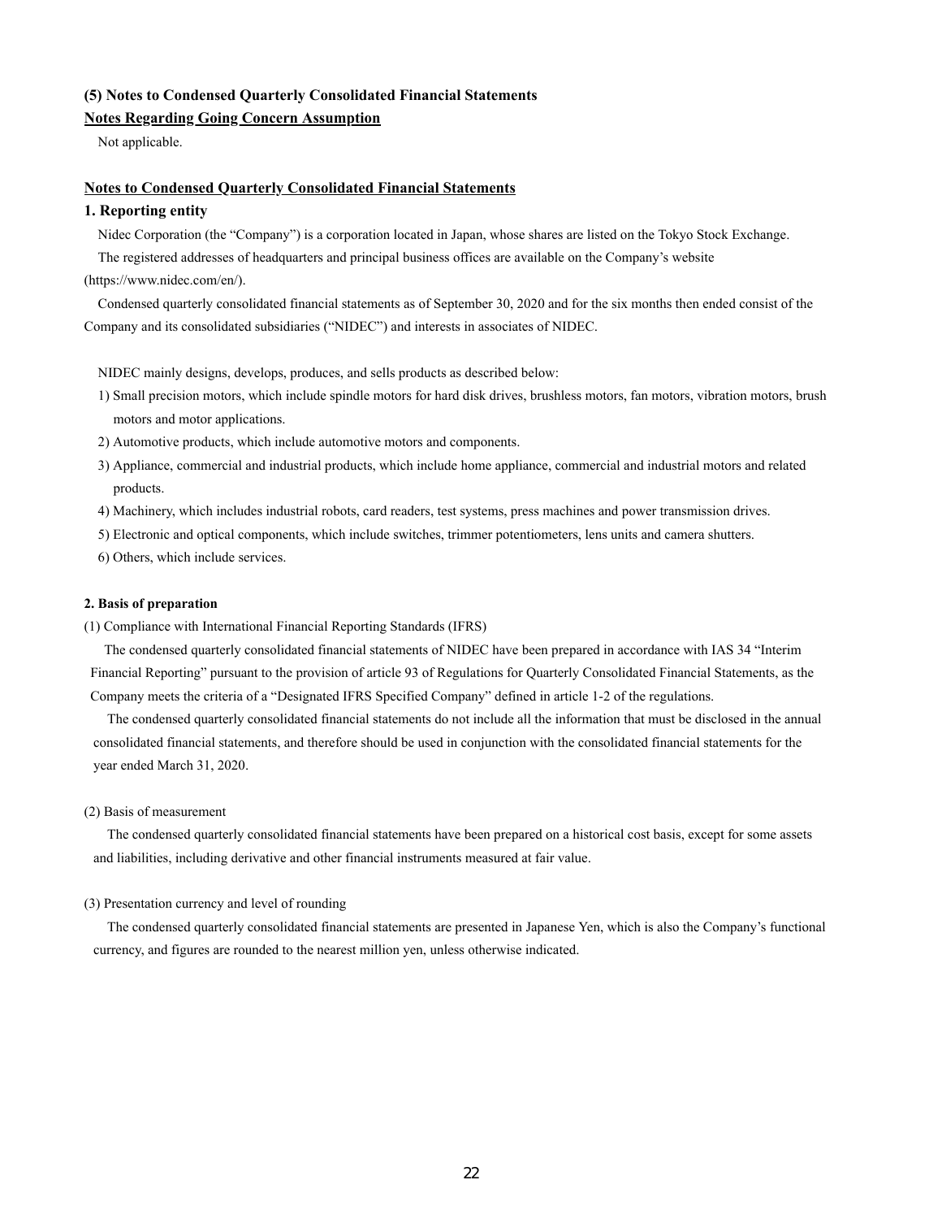## (5) Notes to Condensed Quarterly Consolidated Financial Statements

**Notes Regarding Going Concern Assumption**

Not applicable.

**Notes to Condensed Quarterly Consolidated Financial Statements**

### 1. Reporting entity

Nidec Corporation (the "Company") is a corporation located in Japan, whose shares are listed on the Tokyo Stock Exchange.

The registered addresses of headquarters and principal business offices are available on the Company's website (https://www.nidec.com/en/).

Condensed quarterly consolidated financial statements as of September 30, 2020 and for the six months then ended consist of the Company and its consolidated subsidiaries ("NIDEC") and interests in associates of NIDEC.

NIDEC mainly designs, develops, produces, and sells products as described below:

1) Small precision motors, which include spindle motors for hard disk drives, brushless motors, fan motors, vibration motors, brush motors and motor applications.
2) Automotive products, which include automotive motors and components.
3) Appliance, commercial and industrial products, which include home appliance, commercial and industrial motors and related products.
4) Machinery, which includes industrial robots, card readers, test systems, press machines and power transmission drives.
5) Electronic and optical components, which include switches, trimmer potentiometers, lens units and camera shutters.
6) Others, which include services.

**2. Basis of preparation**

(1) Compliance with International Financial Reporting Standards (IFRS)

The condensed quarterly consolidated financial statements of NIDEC have been prepared in accordance with IAS 34 "Interim Financial Reporting" pursuant to the provision of article 93 of Regulations for Quarterly Consolidated Financial Statements, as the Company meets the criteria of a "Designated IFRS Specified Company" defined in article 1-2 of the regulations.

The condensed quarterly consolidated financial statements do not include all the information that must be disclosed in the annual consolidated financial statements, and therefore should be used in conjunction with the consolidated financial statements for the year ended March 31, 2020.

(2) Basis of measurement

The condensed quarterly consolidated financial statements have been prepared on a historical cost basis, except for some assets and liabilities, including derivative and other financial instruments measured at fair value.

(3) Presentation currency and level of rounding

The condensed quarterly consolidated financial statements are presented in Japanese Yen, which is also the Company's functional currency, and figures are rounded to the nearest million yen, unless otherwise indicated.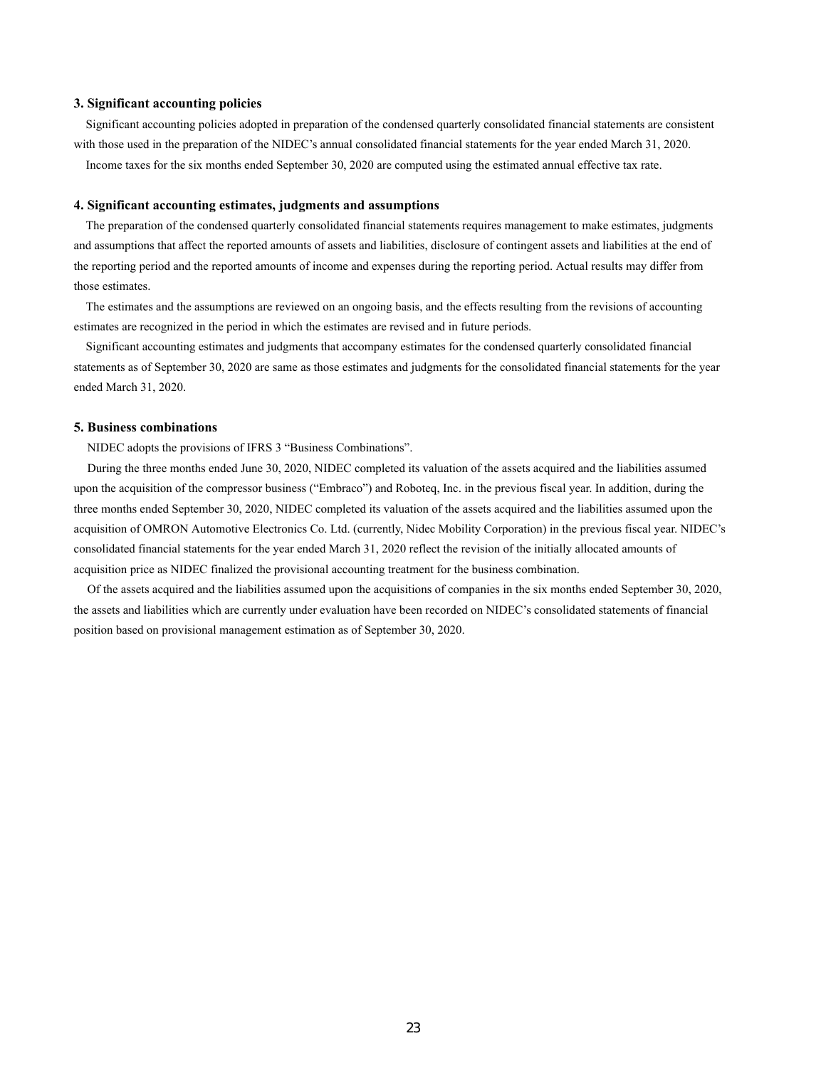### 3. Significant accounting policies

Significant accounting policies adopted in preparation of the condensed quarterly consolidated financial statements are consistent with those used in the preparation of the NIDEC's annual consolidated financial statements for the year ended March 31, 2020.

Income taxes for the six months ended September 30, 2020 are computed using the estimated annual effective tax rate.

### 4. Significant accounting estimates, judgments and assumptions

The preparation of the condensed quarterly consolidated financial statements requires management to make estimates, judgments and assumptions that affect the reported amounts of assets and liabilities, disclosure of contingent assets and liabilities at the end of the reporting period and the reported amounts of income and expenses during the reporting period. Actual results may differ from those estimates.

The estimates and the assumptions are reviewed on an ongoing basis, and the effects resulting from the revisions of accounting estimates are recognized in the period in which the estimates are revised and in future periods.

Significant accounting estimates and judgments that accompany estimates for the condensed quarterly consolidated financial statements as of September 30, 2020 are same as those estimates and judgments for the consolidated financial statements for the year ended March 31, 2020.

### 5. Business combinations

NIDEC adopts the provisions of IFRS 3 "Business Combinations".

During the three months ended June 30, 2020, NIDEC completed its valuation of the assets acquired and the liabilities assumed upon the acquisition of the compressor business ("Embraco") and Roboteq, Inc. in the previous fiscal year. In addition, during the three months ended September 30, 2020, NIDEC completed its valuation of the assets acquired and the liabilities assumed upon the acquisition of OMRON Automotive Electronics Co. Ltd. (currently, Nidec Mobility Corporation) in the previous fiscal year. NIDEC's consolidated financial statements for the year ended March 31, 2020 reflect the revision of the initially allocated amounts of acquisition price as NIDEC finalized the provisional accounting treatment for the business combination.

Of the assets acquired and the liabilities assumed upon the acquisitions of companies in the six months ended September 30, 2020, the assets and liabilities which are currently under evaluation have been recorded on NIDEC's consolidated statements of financial position based on provisional management estimation as of September 30, 2020.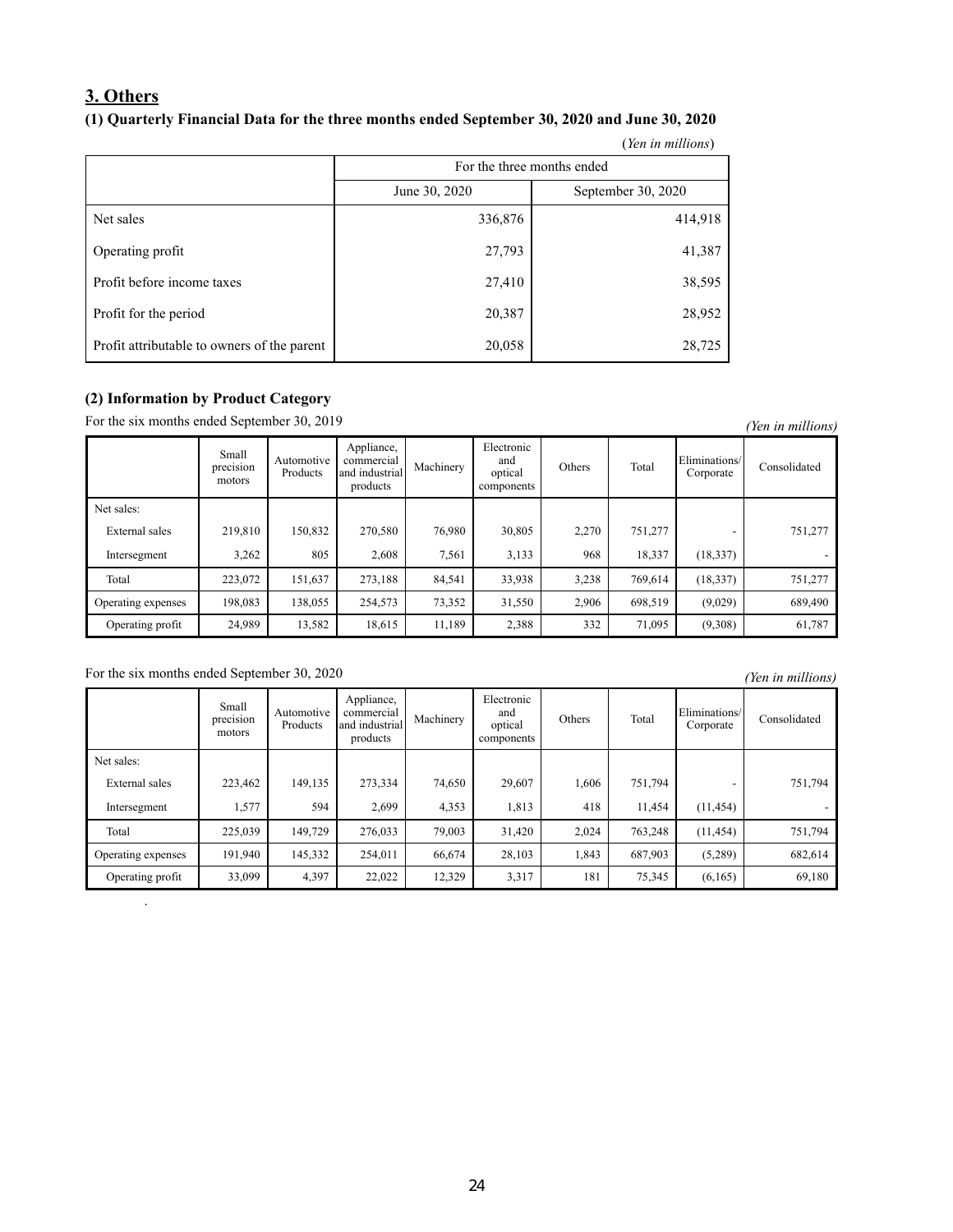## 3. Others

### (1) Quarterly Financial Data for the three months ended September 30, 2020 and June 30, 2020

(*Yen in millions*)

| | For the three months ended | |
|---|---|---|
| | June 30, 2020 | September 30, 2020 |
| Net sales | 336,876 | 414,918 |
| Operating profit | 27,793 | 41,387 |
| Profit before income taxes | 27,410 | 38,595 |
| Profit for the period | 20,387 | 28,952 |
| Profit attributable to owners of the parent | 20,058 | 28,725 |

### (2) Information by Product Category

For the six months ended September 30, 2019

*(Yen in millions)*

| | Small precision motors | Automotive Products | Appliance, commercial and industrial products | Machinery | Electronic and optical components | Others | Total | Eliminations/ Corporate | Consolidated |
|---|---|---|---|---|---|---|---|---|---|
| Net sales: | | | | | | | | | |
| External sales | 219,810 | 150,832 | 270,580 | 76,980 | 30,805 | 2,270 | 751,277 | - | 751,277 |
| Intersegment | 3,262 | 805 | 2,608 | 7,561 | 3,133 | 968 | 18,337 | (18,337) | - |
| Total | 223,072 | 151,637 | 273,188 | 84,541 | 33,938 | 3,238 | 769,614 | (18,337) | 751,277 |
| Operating expenses | 198,083 | 138,055 | 254,573 | 73,352 | 31,550 | 2,906 | 698,519 | (9,029) | 689,490 |
| Operating profit | 24,989 | 13,582 | 18,615 | 11,189 | 2,388 | 332 | 71,095 | (9,308) | 61,787 |

For the six months ended September 30, 2020

*(Yen in millions)*

| | Small precision motors | Automotive Products | Appliance, commercial and industrial products | Machinery | Electronic and optical components | Others | Total | Eliminations/ Corporate | Consolidated |
|---|---|---|---|---|---|---|---|---|---|
| Net sales: | | | | | | | | | |
| External sales | 223,462 | 149,135 | 273,334 | 74,650 | 29,607 | 1,606 | 751,794 | - | 751,794 |
| Intersegment | 1,577 | 594 | 2,699 | 4,353 | 1,813 | 418 | 11,454 | (11,454) | - |
| Total | 225,039 | 149,729 | 276,033 | 79,003 | 31,420 | 2,024 | 763,248 | (11,454) | 751,794 |
| Operating expenses | 191,940 | 145,332 | 254,011 | 66,674 | 28,103 | 1,843 | 687,903 | (5,289) | 682,614 |
| Operating profit | 33,099 | 4,397 | 22,022 | 12,329 | 3,317 | 181 | 75,345 | (6,165) | 69,180 |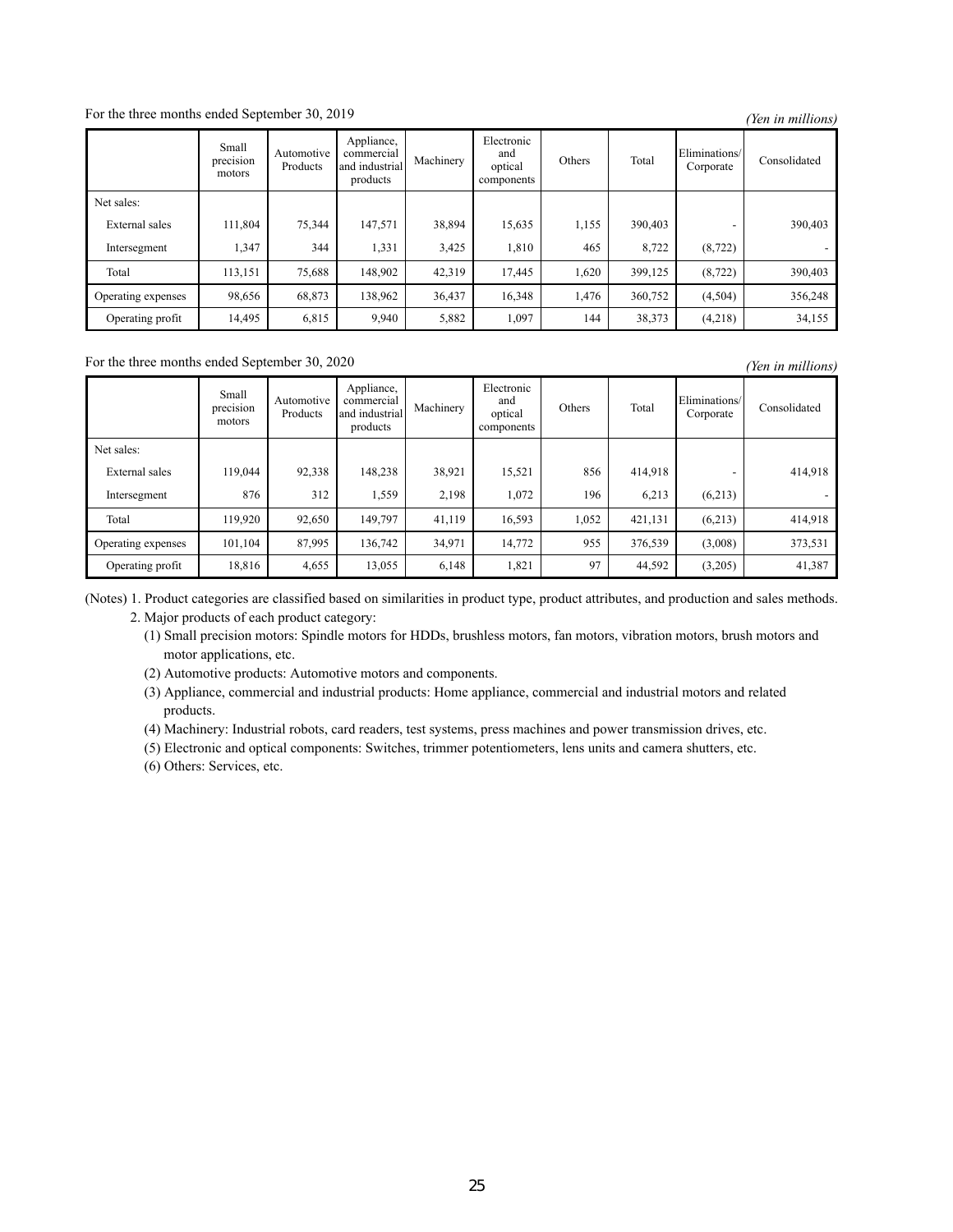For the three months ended September 30, 2019

*(Yen in millions)*

| | Small precision motors | Automotive Products | Appliance, commercial and industrial products | Machinery | Electronic and optical components | Others | Total | Eliminations/ Corporate | Consolidated |
|---|---|---|---|---|---|---|---|---|---|
| Net sales: | | | | | | | | | |
| External sales | 111,804 | 75,344 | 147,571 | 38,894 | 15,635 | 1,155 | 390,403 | - | 390,403 |
| Intersegment | 1,347 | 344 | 1,331 | 3,425 | 1,810 | 465 | 8,722 | (8,722) | - |
| Total | 113,151 | 75,688 | 148,902 | 42,319 | 17,445 | 1,620 | 399,125 | (8,722) | 390,403 |
| Operating expenses | 98,656 | 68,873 | 138,962 | 36,437 | 16,348 | 1,476 | 360,752 | (4,504) | 356,248 |
| Operating profit | 14,495 | 6,815 | 9,940 | 5,882 | 1,097 | 144 | 38,373 | (4,218) | 34,155 |

For the three months ended September 30, 2020

*(Yen in millions)*

| | Small precision motors | Automotive Products | Appliance, commercial and industrial products | Machinery | Electronic and optical components | Others | Total | Eliminations/ Corporate | Consolidated |
|---|---|---|---|---|---|---|---|---|---|
| Net sales: | | | | | | | | | |
| External sales | 119,044 | 92,338 | 148,238 | 38,921 | 15,521 | 856 | 414,918 | - | 414,918 |
| Intersegment | 876 | 312 | 1,559 | 2,198 | 1,072 | 196 | 6,213 | (6,213) | - |
| Total | 119,920 | 92,650 | 149,797 | 41,119 | 16,593 | 1,052 | 421,131 | (6,213) | 414,918 |
| Operating expenses | 101,104 | 87,995 | 136,742 | 34,971 | 14,772 | 955 | 376,539 | (3,008) | 373,531 |
| Operating profit | 18,816 | 4,655 | 13,055 | 6,148 | 1,821 | 97 | 44,592 | (3,205) | 41,387 |

(Notes) 1. Product categories are classified based on similarities in product type, product attributes, and production and sales methods.

2. Major products of each product category:

(1) Small precision motors: Spindle motors for HDDs, brushless motors, fan motors, vibration motors, brush motors and motor applications, etc.

(2) Automotive products: Automotive motors and components.

(3) Appliance, commercial and industrial products: Home appliance, commercial and industrial motors and related products.

(4) Machinery: Industrial robots, card readers, test systems, press machines and power transmission drives, etc.

(5) Electronic and optical components: Switches, trimmer potentiometers, lens units and camera shutters, etc.

(6) Others: Services, etc.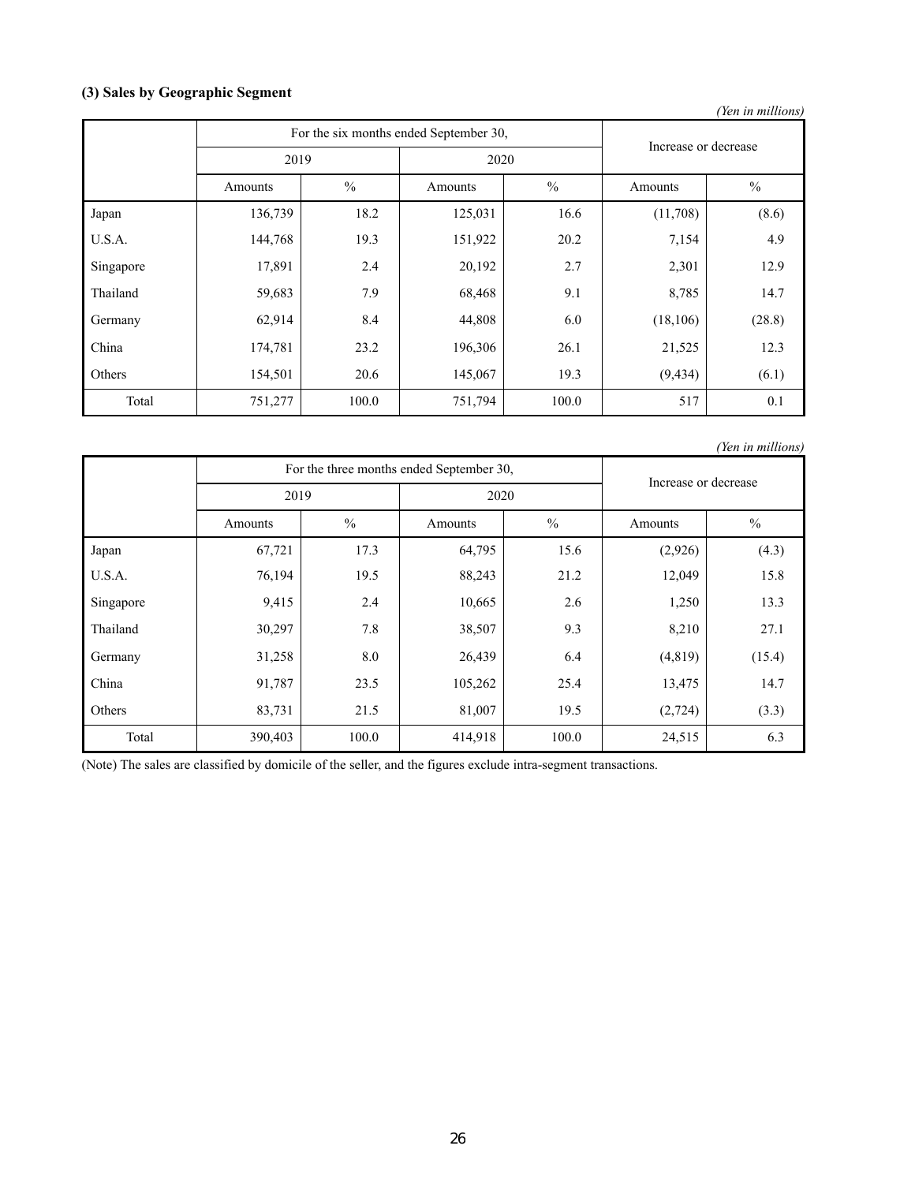### (3) Sales by Geographic Segment

*(Yen in millions)*

| | For the six months ended September 30, | | | | Increase or decrease | |
|---|---|---|---|---|---|---|
| | 2019 | | 2020 | | | |
| | Amounts | % | Amounts | % | Amounts | % |
| Japan | 136,739 | 18.2 | 125,031 | 16.6 | (11,708) | (8.6) |
| U.S.A. | 144,768 | 19.3 | 151,922 | 20.2 | 7,154 | 4.9 |
| Singapore | 17,891 | 2.4 | 20,192 | 2.7 | 2,301 | 12.9 |
| Thailand | 59,683 | 7.9 | 68,468 | 9.1 | 8,785 | 14.7 |
| Germany | 62,914 | 8.4 | 44,808 | 6.0 | (18,106) | (28.8) |
| China | 174,781 | 23.2 | 196,306 | 26.1 | 21,525 | 12.3 |
| Others | 154,501 | 20.6 | 145,067 | 19.3 | (9,434) | (6.1) |
| Total | 751,277 | 100.0 | 751,794 | 100.0 | 517 | 0.1 |

*(Yen in millions)*

| | For the three months ended September 30, | | | | Increase or decrease | |
|---|---|---|---|---|---|---|
| | 2019 | | 2020 | | | |
| | Amounts | % | Amounts | % | Amounts | % |
| Japan | 67,721 | 17.3 | 64,795 | 15.6 | (2,926) | (4.3) |
| U.S.A. | 76,194 | 19.5 | 88,243 | 21.2 | 12,049 | 15.8 |
| Singapore | 9,415 | 2.4 | 10,665 | 2.6 | 1,250 | 13.3 |
| Thailand | 30,297 | 7.8 | 38,507 | 9.3 | 8,210 | 27.1 |
| Germany | 31,258 | 8.0 | 26,439 | 6.4 | (4,819) | (15.4) |
| China | 91,787 | 23.5 | 105,262 | 25.4 | 13,475 | 14.7 |
| Others | 83,731 | 21.5 | 81,007 | 19.5 | (2,724) | (3.3) |
| Total | 390,403 | 100.0 | 414,918 | 100.0 | 24,515 | 6.3 |

(Note) The sales are classified by domicile of the seller, and the figures exclude intra-segment transactions.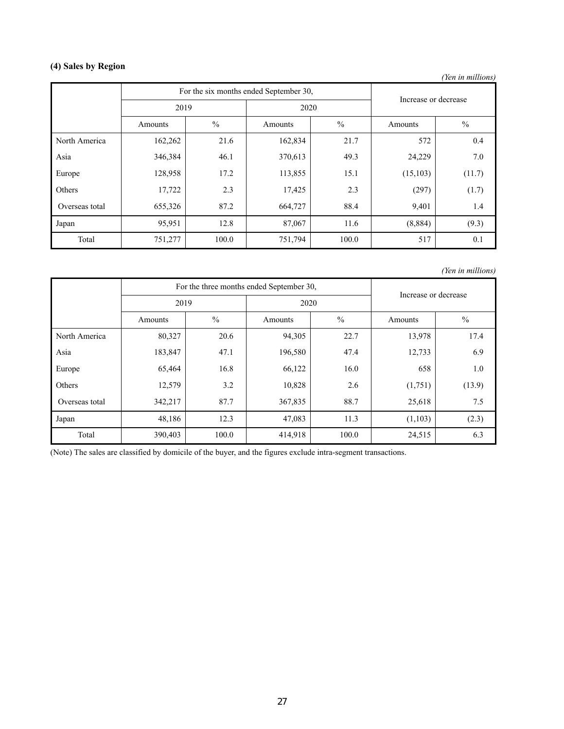### (4) Sales by Region

*(Yen in millions)*

| | For the six months ended September 30, | | | | Increase or decrease | |
|---|---|---|---|---|---|---|
| | 2019 | | 2020 | | | |
| | Amounts | % | Amounts | % | Amounts | % |
| North America | 162,262 | 21.6 | 162,834 | 21.7 | 572 | 0.4 |
| Asia | 346,384 | 46.1 | 370,613 | 49.3 | 24,229 | 7.0 |
| Europe | 128,958 | 17.2 | 113,855 | 15.1 | (15,103) | (11.7) |
| Others | 17,722 | 2.3 | 17,425 | 2.3 | (297) | (1.7) |
| Overseas total | 655,326 | 87.2 | 664,727 | 88.4 | 9,401 | 1.4 |
| Japan | 95,951 | 12.8 | 87,067 | 11.6 | (8,884) | (9.3) |
| Total | 751,277 | 100.0 | 751,794 | 100.0 | 517 | 0.1 |

*(Yen in millions)*

| | For the three months ended September 30, | | | | Increase or decrease | |
|---|---|---|---|---|---|---|
| | 2019 | | 2020 | | | |
| | Amounts | % | Amounts | % | Amounts | % |
| North America | 80,327 | 20.6 | 94,305 | 22.7 | 13,978 | 17.4 |
| Asia | 183,847 | 47.1 | 196,580 | 47.4 | 12,733 | 6.9 |
| Europe | 65,464 | 16.8 | 66,122 | 16.0 | 658 | 1.0 |
| Others | 12,579 | 3.2 | 10,828 | 2.6 | (1,751) | (13.9) |
| Overseas total | 342,217 | 87.7 | 367,835 | 88.7 | 25,618 | 7.5 |
| Japan | 48,186 | 12.3 | 47,083 | 11.3 | (1,103) | (2.3) |
| Total | 390,403 | 100.0 | 414,918 | 100.0 | 24,515 | 6.3 |

(Note) The sales are classified by domicile of the buyer, and the figures exclude intra-segment transactions.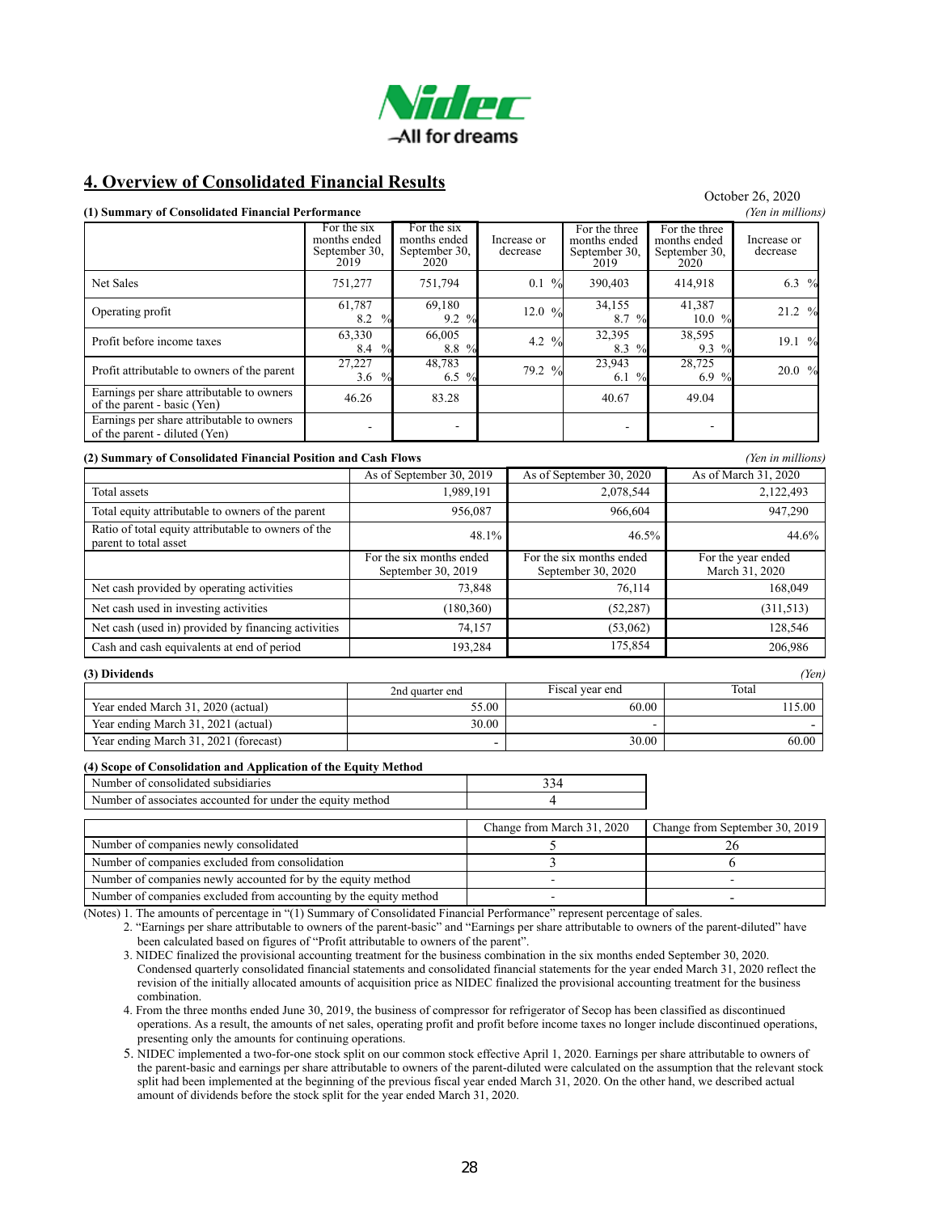## 4. Overview of Consolidated Financial Results

October 26, 2020

**(1) Summary of Consolidated Financial Performance**

*(Yen in millions)*

| | For the six months ended September 30, 2019 | For the six months ended September 30, 2020 | Increase or decrease | For the three months ended September 30, 2019 | For the three months ended September 30, 2020 | Increase or decrease |
|---|---|---|---|---|---|---|
| Net Sales | 751,277 | 751,794 | 0.1 % | 390,403 | 414,918 | 6.3 % |
| Operating profit | 61,787<br>8.2 % | 69,180<br>9.2 % | 12.0 % | 34,155<br>8.7 % | 41,387<br>10.0 % | 21.2 % |
| Profit before income taxes | 63,330<br>8.4 % | 66,005<br>8.8 % | 4.2 % | 32,395<br>8.3 % | 38,595<br>9.3 % | 19.1 % |
| Profit attributable to owners of the parent | 27,227<br>3.6 % | 48,783<br>6.5 % | 79.2 % | 23,943<br>6.1 % | 28,725<br>6.9 % | 20.0 % |
| Earnings per share attributable to owners of the parent - basic (Yen) | 46.26 | 83.28 | | 40.67 | 49.04 | |
| Earnings per share attributable to owners of the parent - diluted (Yen) | - | - | | - | - | |

**(2) Summary of Consolidated Financial Position and Cash Flows**

*(Yen in millions)*

| | As of September 30, 2019 | As of September 30, 2020 | As of March 31, 2020 |
|---|---|---|---|
| Total assets | 1,989,191 | 2,078,544 | 2,122,493 |
| Total equity attributable to owners of the parent | 956,087 | 966,604 | 947,290 |
| Ratio of total equity attributable to owners of the parent to total asset | 48.1% | 46.5% | 44.6% |
| | For the six months ended September 30, 2019 | For the six months ended September 30, 2020 | For the year ended March 31, 2020 |
| Net cash provided by operating activities | 73,848 | 76,114 | 168,049 |
| Net cash used in investing activities | (180,360) | (52,287) | (311,513) |
| Net cash (used in) provided by financing activities | 74,157 | (53,062) | 128,546 |
| Cash and cash equivalents at end of period | 193,284 | 175,854 | 206,986 |

**(3) Dividends**

*(Yen)*

| | 2nd quarter end | Fiscal year end | Total |
|---|---|---|---|
| Year ended March 31, 2020 (actual) | 55.00 | 60.00 | 115.00 |
| Year ending March 31, 2021 (actual) | 30.00 | - | - |
| Year ending March 31, 2021 (forecast) | - | 30.00 | 60.00 |

**(4) Scope of Consolidation and Application of the Equity Method**

| | |
|---|---|
| Number of consolidated subsidiaries | 334 |
| Number of associates accounted for under the equity method | 4 |

| | Change from March 31, 2020 | Change from September 30, 2019 |
|---|---|---|
| Number of companies newly consolidated | 5 | 26 |
| Number of companies excluded from consolidation | 3 | 6 |
| Number of companies newly accounted for by the equity method | - | - |
| Number of companies excluded from accounting by the equity method | - | - |

(Notes) 1. The amounts of percentage in "(1) Summary of Consolidated Financial Performance" represent percentage of sales.

2. "Earnings per share attributable to owners of the parent-basic" and "Earnings per share attributable to owners of the parent-diluted" have been calculated based on figures of "Profit attributable to owners of the parent".

3. NIDEC finalized the provisional accounting treatment for the business combination in the six months ended September 30, 2020. Condensed quarterly consolidated financial statements and consolidated financial statements for the year ended March 31, 2020 reflect the revision of the initially allocated amounts of acquisition price as NIDEC finalized the provisional accounting treatment for the business combination.

4. From the three months ended June 30, 2019, the business of compressor for refrigerator of Secop has been classified as discontinued operations. As a result, the amounts of net sales, operating profit and profit before income taxes no longer include discontinued operations, presenting only the amounts for continuing operations.

5. NIDEC implemented a two-for-one stock split on our common stock effective April 1, 2020. Earnings per share attributable to owners of the parent-basic and earnings per share attributable to owners of the parent-diluted were calculated on the assumption that the relevant stock split had been implemented at the beginning of the previous fiscal year ended March 31, 2020. On the other hand, we described actual amount of dividends before the stock split for the year ended March 31, 2020.